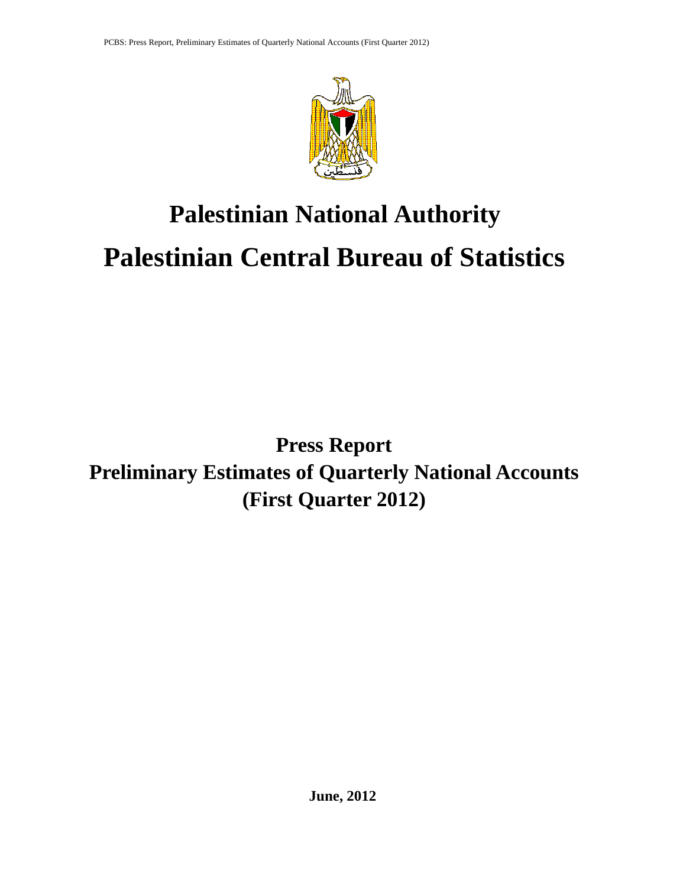# Palestinian National Authority

# Palestinian Central Bureau of Statistics

## Press Report
## Preliminary Estimates of Quarterly National Accounts
## (First Quarter 2012)

**June, 2012**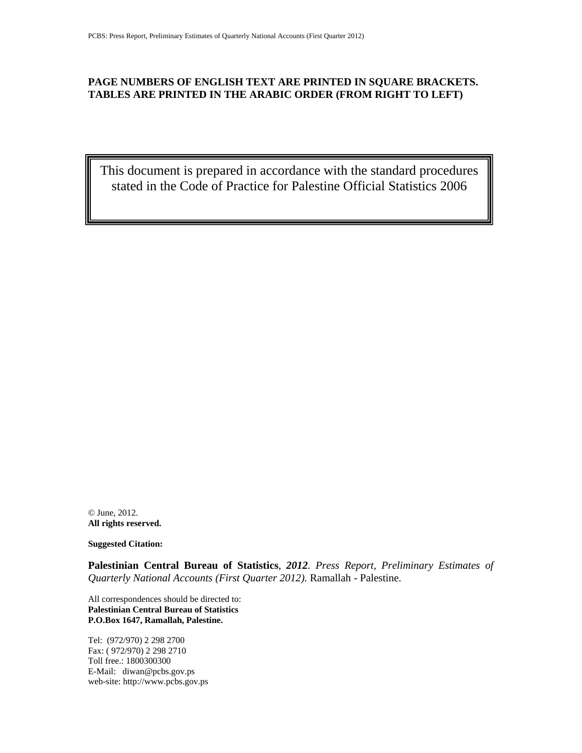**PAGE NUMBERS OF ENGLISH TEXT ARE PRINTED IN SQUARE BRACKETS.**
**TABLES ARE PRINTED IN THE ARABIC ORDER (FROM RIGHT TO LEFT)**

This document is prepared in accordance with the standard procedures stated in the Code of Practice for Palestine Official Statistics 2006

© June, 2012.
**All rights reserved.**

**Suggested Citation:**

**Palestinian Central Bureau of Statistics**, ***2012***. *Press Report, Preliminary Estimates of Quarterly National Accounts (First Quarter 2012).* Ramallah - Palestine.

All correspondences should be directed to:
**Palestinian Central Bureau of Statistics**
**P.O.Box 1647, Ramallah, Palestine.**

Tel: (972/970) 2 298 2700
Fax: ( 972/970) 2 298 2710
Toll free.: 1800300300
E-Mail: diwan@pcbs.gov.ps
web-site: http://www.pcbs.gov.ps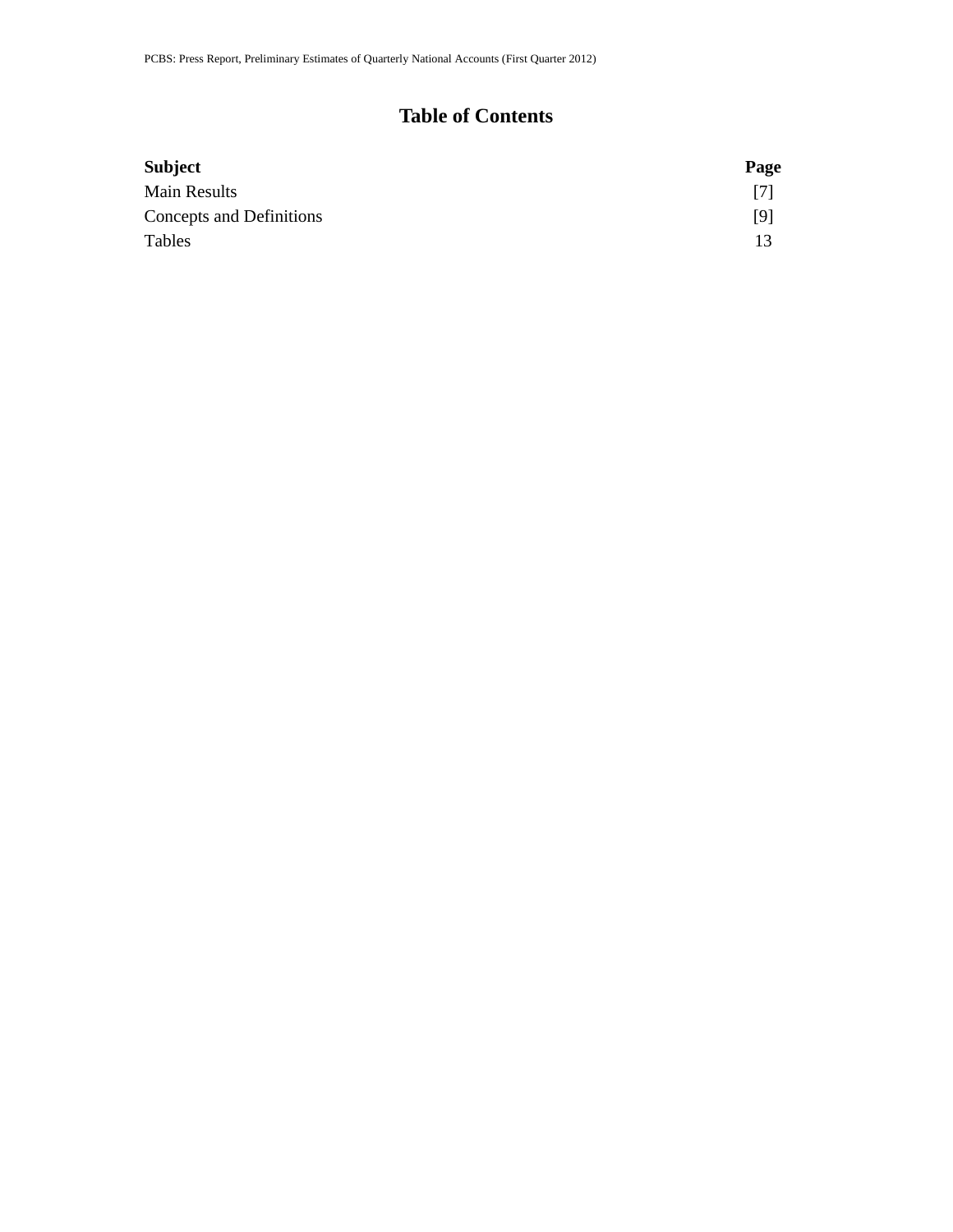# Table of Contents

| Subject | Page |
|---|---|
| Main Results | [7] |
| Concepts and Definitions | [9] |
| Tables | 13 |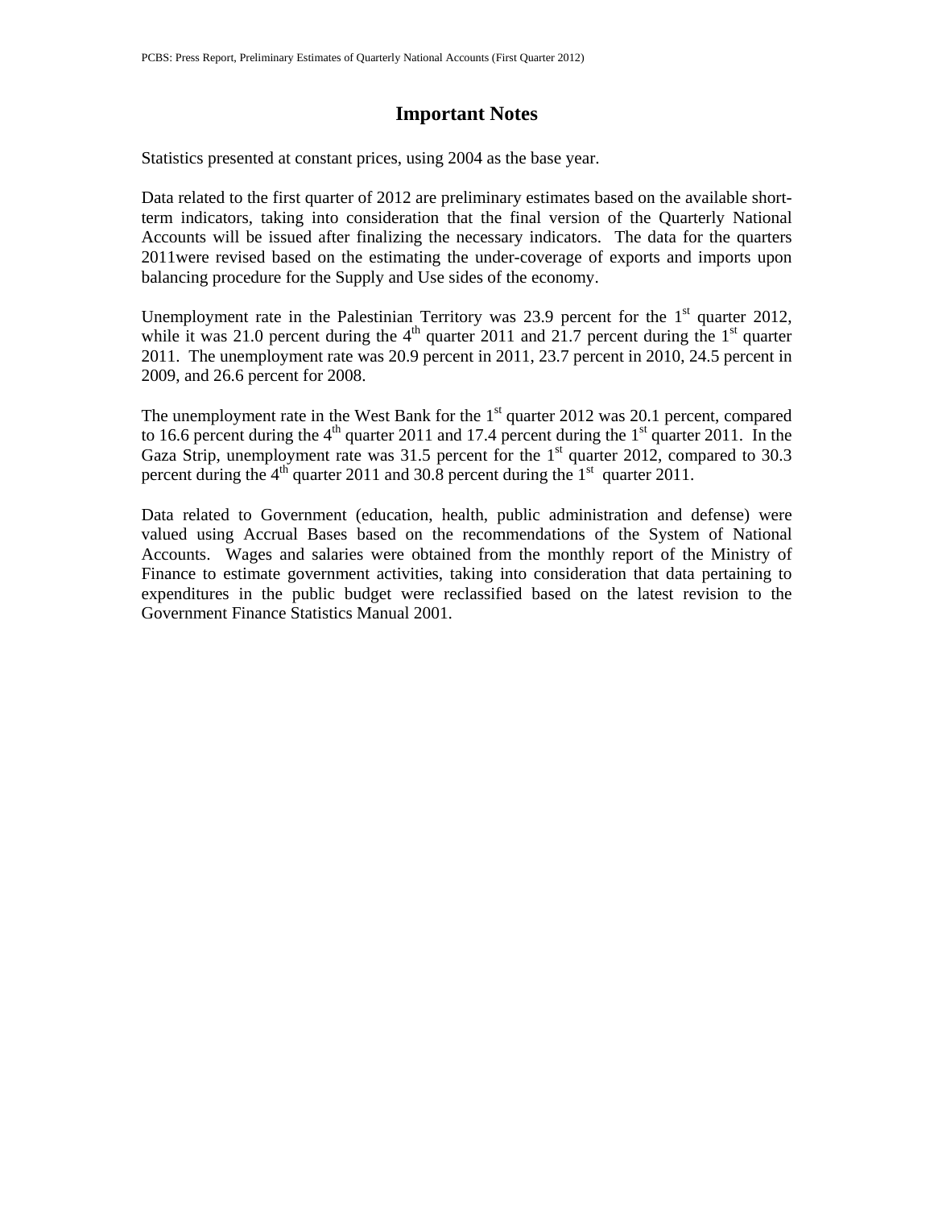# Important Notes

Statistics presented at constant prices, using 2004 as the base year.

Data related to the first quarter of 2012 are preliminary estimates based on the available short-term indicators, taking into consideration that the final version of the Quarterly National Accounts will be issued after finalizing the necessary indicators. The data for the quarters 2011were revised based on the estimating the under-coverage of exports and imports upon balancing procedure for the Supply and Use sides of the economy.

Unemployment rate in the Palestinian Territory was 23.9 percent for the 1st quarter 2012, while it was 21.0 percent during the 4th quarter 2011 and 21.7 percent during the 1st quarter 2011. The unemployment rate was 20.9 percent in 2011, 23.7 percent in 2010, 24.5 percent in 2009, and 26.6 percent for 2008.

The unemployment rate in the West Bank for the 1st quarter 2012 was 20.1 percent, compared to 16.6 percent during the 4th quarter 2011 and 17.4 percent during the 1st quarter 2011. In the Gaza Strip, unemployment rate was 31.5 percent for the 1st quarter 2012, compared to 30.3 percent during the 4th quarter 2011 and 30.8 percent during the 1st quarter 2011.

Data related to Government (education, health, public administration and defense) were valued using Accrual Bases based on the recommendations of the System of National Accounts. Wages and salaries were obtained from the monthly report of the Ministry of Finance to estimate government activities, taking into consideration that data pertaining to expenditures in the public budget were reclassified based on the latest revision to the Government Finance Statistics Manual 2001.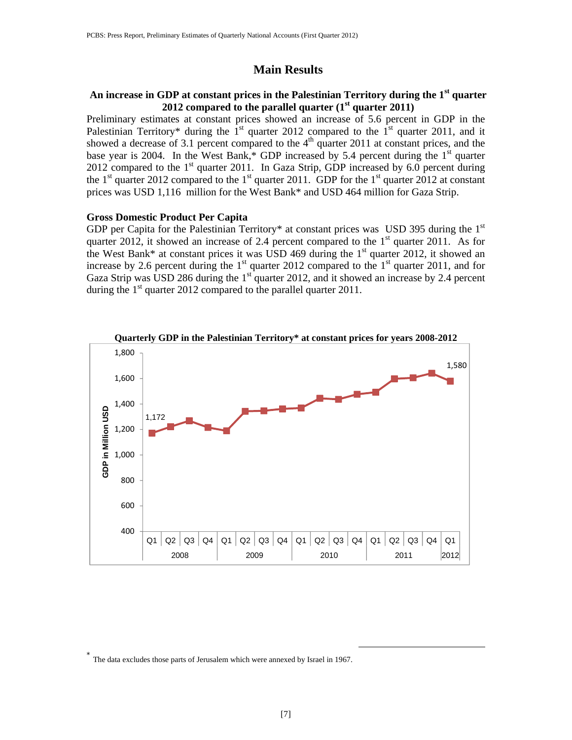# Main Results

### An increase in GDP at constant prices in the Palestinian Territory during the 1st quarter 2012 compared to the parallel quarter (1st quarter 2011)

Preliminary estimates at constant prices showed an increase of 5.6 percent in GDP in the Palestinian Territory* during the 1st quarter 2012 compared to the 1st quarter 2011, and it showed a decrease of 3.1 percent compared to the 4th quarter 2011 at constant prices, and the base year is 2004. In the West Bank,* GDP increased by 5.4 percent during the 1st quarter 2012 compared to the 1st quarter 2011. In Gaza Strip, GDP increased by 6.0 percent during the 1st quarter 2012 compared to the 1st quarter 2011. GDP for the 1st quarter 2012 at constant prices was USD 1,116 million for the West Bank* and USD 464 million for Gaza Strip.

### Gross Domestic Product Per Capita

GDP per Capita for the Palestinian Territory* at constant prices was USD 395 during the 1st quarter 2012, it showed an increase of 2.4 percent compared to the 1st quarter 2011. As for the West Bank* at constant prices it was USD 469 during the 1st quarter 2012, it showed an increase by 2.6 percent during the 1st quarter 2012 compared to the 1st quarter 2011, and for Gaza Strip was USD 286 during the 1st quarter 2012, and it showed an increase by 2.4 percent during the 1st quarter 2012 compared to the parallel quarter 2011.

**Quarterly GDP in the Palestinian Territory* at constant prices for years 2008-2012**

GDP in Million USD

| Year | Quarter | GDP (Million USD) |
|---|---|---|
| 2008 | Q1 | 1,172 |
| 2012 | Q1 | 1,580 |

---

* The data excludes those parts of Jerusalem which were annexed by Israel in 1967.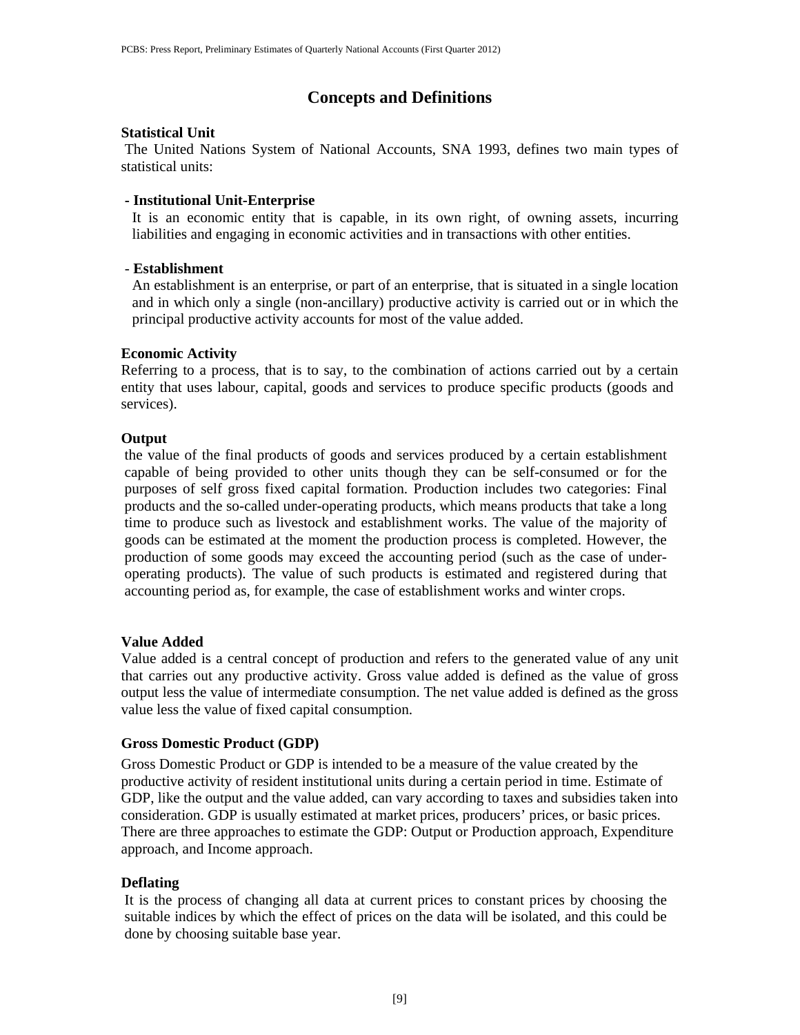## Concepts and Definitions

**Statistical Unit**

The United Nations System of National Accounts, SNA 1993, defines two main types of statistical units:

- **Institutional Unit-Enterprise**

  It is an economic entity that is capable, in its own right, of owning assets, incurring liabilities and engaging in economic activities and in transactions with other entities.

- **Establishment**

  An establishment is an enterprise, or part of an enterprise, that is situated in a single location and in which only a single (non-ancillary) productive activity is carried out or in which the principal productive activity accounts for most of the value added.

**Economic Activity**

Referring to a process, that is to say, to the combination of actions carried out by a certain entity that uses labour, capital, goods and services to produce specific products (goods and services).

**Output**

the value of the final products of goods and services produced by a certain establishment capable of being provided to other units though they can be self-consumed or for the purposes of self gross fixed capital formation. Production includes two categories: Final products and the so-called under-operating products, which means products that take a long time to produce such as livestock and establishment works. The value of the majority of goods can be estimated at the moment the production process is completed. However, the production of some goods may exceed the accounting period (such as the case of under-operating products). The value of such products is estimated and registered during that accounting period as, for example, the case of establishment works and winter crops.

**Value Added**

Value added is a central concept of production and refers to the generated value of any unit that carries out any productive activity. Gross value added is defined as the value of gross output less the value of intermediate consumption. The net value added is defined as the gross value less the value of fixed capital consumption.

**Gross Domestic Product (GDP)**

Gross Domestic Product or GDP is intended to be a measure of the value created by the productive activity of resident institutional units during a certain period in time. Estimate of GDP, like the output and the value added, can vary according to taxes and subsidies taken into consideration. GDP is usually estimated at market prices, producers' prices, or basic prices. There are three approaches to estimate the GDP: Output or Production approach, Expenditure approach, and Income approach.

**Deflating**

It is the process of changing all data at current prices to constant prices by choosing the suitable indices by which the effect of prices on the data will be isolated, and this could be done by choosing suitable base year.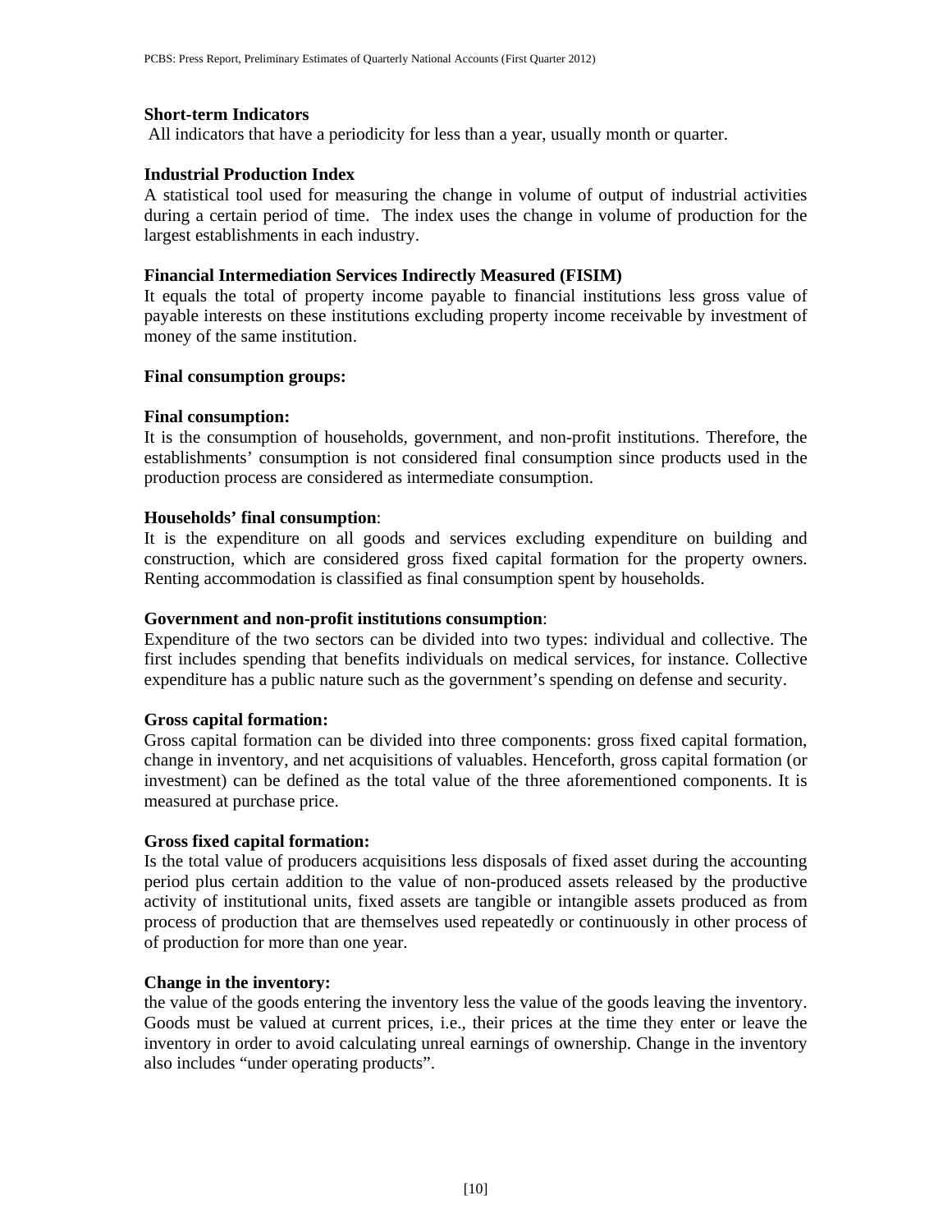**Short-term Indicators**

All indicators that have a periodicity for less than a year, usually month or quarter.

**Industrial Production Index**

A statistical tool used for measuring the change in volume of output of industrial activities during a certain period of time. The index uses the change in volume of production for the largest establishments in each industry.

**Financial Intermediation Services Indirectly Measured (FISIM)**

It equals the total of property income payable to financial institutions less gross value of payable interests on these institutions excluding property income receivable by investment of money of the same institution.

**Final consumption groups:**

**Final consumption:**

It is the consumption of households, government, and non-profit institutions. Therefore, the establishments' consumption is not considered final consumption since products used in the production process are considered as intermediate consumption.

**Households' final consumption**:

It is the expenditure on all goods and services excluding expenditure on building and construction, which are considered gross fixed capital formation for the property owners. Renting accommodation is classified as final consumption spent by households.

**Government and non-profit institutions consumption**:

Expenditure of the two sectors can be divided into two types: individual and collective. The first includes spending that benefits individuals on medical services, for instance. Collective expenditure has a public nature such as the government's spending on defense and security.

**Gross capital formation:**

Gross capital formation can be divided into three components: gross fixed capital formation, change in inventory, and net acquisitions of valuables. Henceforth, gross capital formation (or investment) can be defined as the total value of the three aforementioned components. It is measured at purchase price.

**Gross fixed capital formation:**

Is the total value of producers acquisitions less disposals of fixed asset during the accounting period plus certain addition to the value of non-produced assets released by the productive activity of institutional units, fixed assets are tangible or intangible assets produced as from process of production that are themselves used repeatedly or continuously in other process of of production for more than one year.

**Change in the inventory:**

the value of the goods entering the inventory less the value of the goods leaving the inventory. Goods must be valued at current prices, i.e., their prices at the time they enter or leave the inventory in order to avoid calculating unreal earnings of ownership. Change in the inventory also includes "under operating products".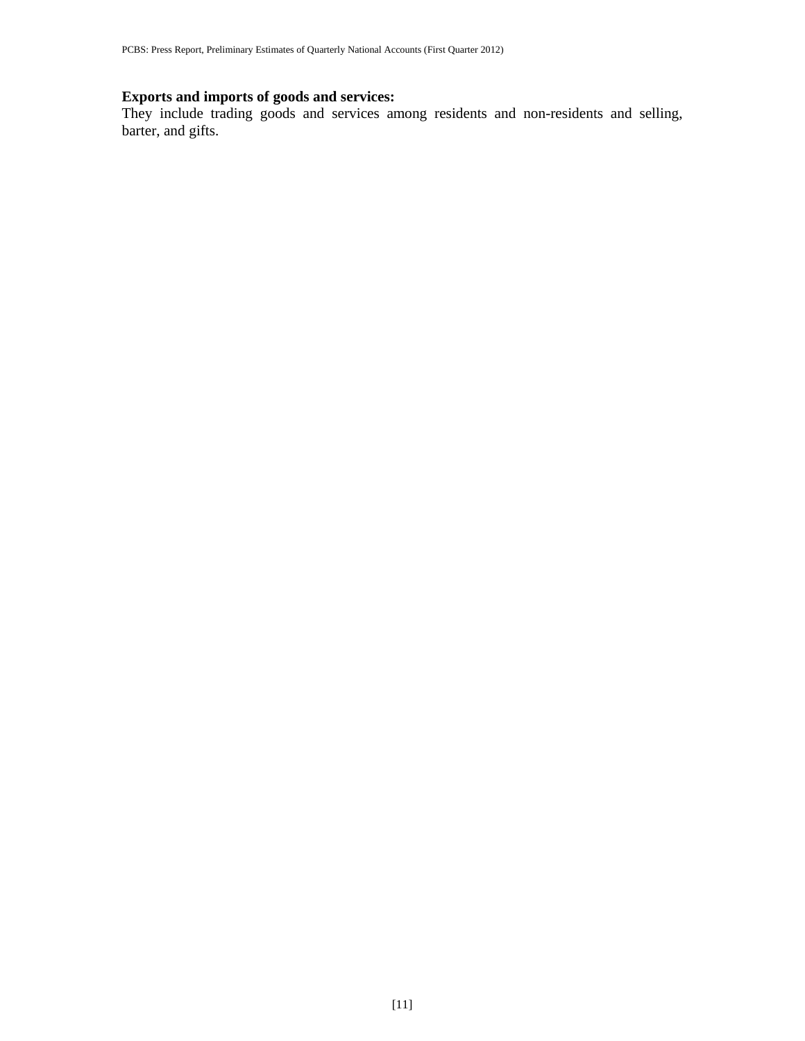**Exports and imports of goods and services:**

They include trading goods and services among residents and non-residents and selling, barter, and gifts.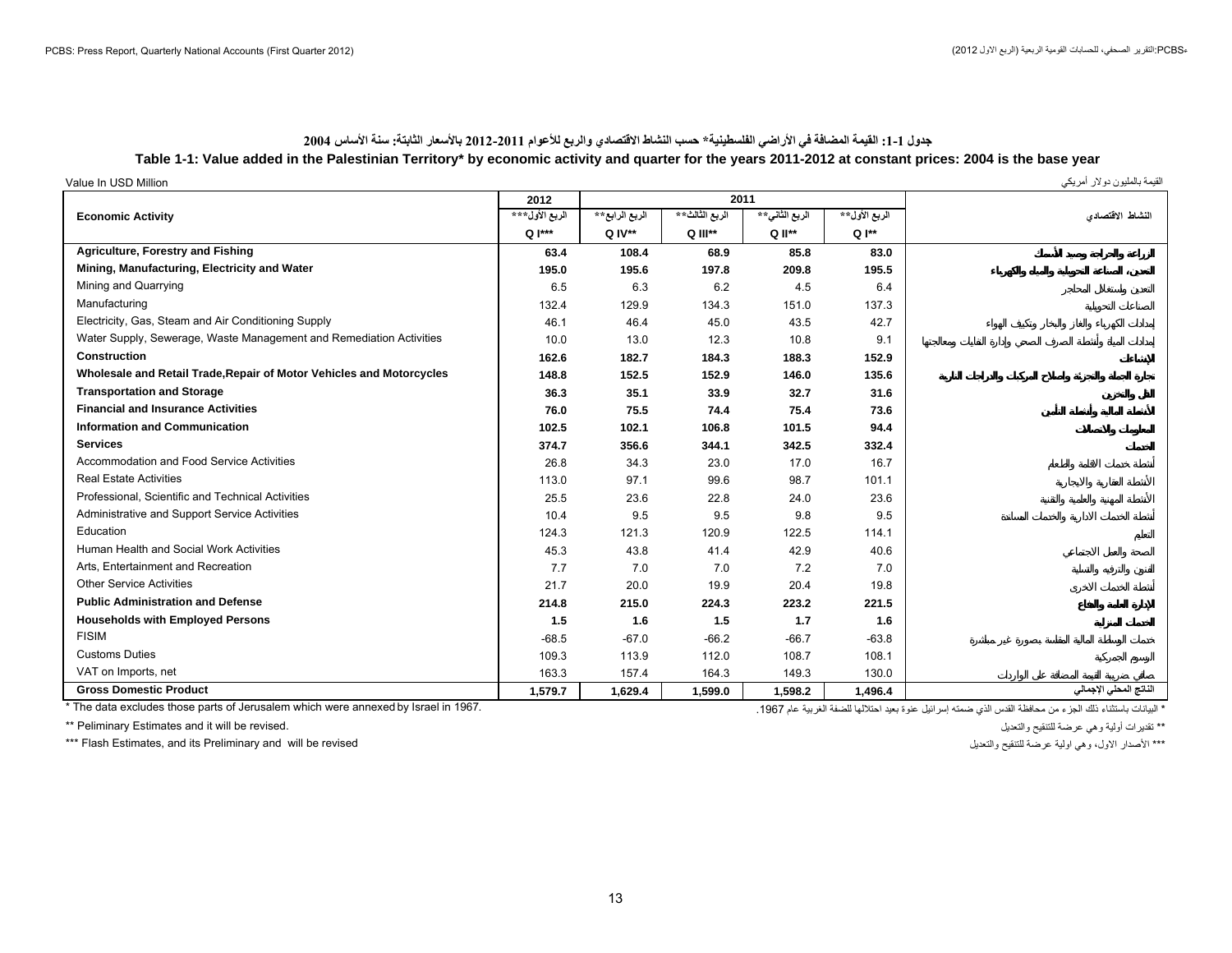### جدول 1-1: القيمة المضافة في الأراضي الفلسطينية* حسب النشاط الاقتصادي والربع للأعوام 2011-2012 بالأسعار الثابتة: سنة الأساس 2004

### Table 1-1: Value added in the Palestinian Territory* by economic activity and quarter for the years 2011-2012 at constant prices: 2004 is the base year

Value In USD Million — القيمة بالمليون دولار أمريكي

| Economic Activity | 2012 | 2011 | | | | النشاط الاقتصادي |
|---|---|---|---|---|---|---|
| | الربع الأول*** Q I*** | الربع الرابع** Q IV** | الربع الثالث** Q III** | الربع الثاني** Q II** | الربع الأول** Q I** | |
| **Agriculture, Forestry and Fishing** | **63.4** | **108.4** | **68.9** | **85.8** | **83.0** | **الزراعة والحراجة وصيد الأسماك** |
| **Mining, Manufacturing, Electricity and Water** | **195.0** | **195.6** | **197.8** | **209.8** | **195.5** | **التعدين، الصناعة التحويلية والمياه والكهرباء** |
| Mining and Quarrying | 6.5 | 6.3 | 6.2 | 4.5 | 6.4 | التعدين واستغلال المحاجر |
| Manufacturing | 132.4 | 129.9 | 134.3 | 151.0 | 137.3 | الصناعات التحويلية |
| Electricity, Gas, Steam and Air Conditioning Supply | 46.1 | 46.4 | 45.0 | 43.5 | 42.7 | إمدادات الكهرباء والغاز والبخار وتكييف الهواء |
| Water Supply, Sewerage, Waste Management and Remediation Activities | 10.0 | 13.0 | 12.3 | 10.8 | 9.1 | إمدادات المياه وأنشطة الصرف الصحي وإدارة النفايات ومعالجتها |
| **Construction** | **162.6** | **182.7** | **184.3** | **188.3** | **152.9** | **الإنشاءات** |
| **Wholesale and Retail Trade,Repair of Motor Vehicles and Motorcycles** | **148.8** | **152.5** | **152.9** | **146.0** | **135.6** | **تجارة الجملة والتجزئة وإصلاح المركبات والدراجات النارية** |
| **Transportation and Storage** | **36.3** | **35.1** | **33.9** | **32.7** | **31.6** | **النقل والتخزين** |
| **Financial and Insurance Activities** | **76.0** | **75.5** | **74.4** | **75.4** | **73.6** | **الأنشطة المالية وأنشطة التأمين** |
| **Information and Communication** | **102.5** | **102.1** | **106.8** | **101.5** | **94.4** | **المعلومات والاتصالات** |
| **Services** | **374.7** | **356.6** | **344.1** | **342.5** | **332.4** | **الخدمات** |
| Accommodation and Food Service Activities | 26.8 | 34.3 | 23.0 | 17.0 | 16.7 | أنشطة خدمات الاقامة والطعام |
| Real Estate Activities | 113.0 | 97.1 | 99.6 | 98.7 | 101.1 | الأنشطة العقارية والايجارية |
| Professional, Scientific and Technical Activities | 25.5 | 23.6 | 22.8 | 24.0 | 23.6 | الأنشطة المهنية والعلمية والتقنية |
| Administrative and Support Service Activities | 10.4 | 9.5 | 9.5 | 9.8 | 9.5 | أنشطة الخدمات الادارية والخدمات المساندة |
| Education | 124.3 | 121.3 | 120.9 | 122.5 | 114.1 | التعليم |
| Human Health and Social Work Activities | 45.3 | 43.8 | 41.4 | 42.9 | 40.6 | الصحة والعمل الاجتماعي |
| Arts, Entertainment and Recreation | 7.7 | 7.0 | 7.0 | 7.2 | 7.0 | الفنون والترفيه والتسلية |
| Other Service Activities | 21.7 | 20.0 | 19.9 | 20.4 | 19.8 | أنشطة الخدمات الاخرى |
| **Public Administration and Defense** | **214.8** | **215.0** | **224.3** | **223.2** | **221.5** | **الإدارة العامة والدفاع** |
| **Households with Employed Persons** | **1.5** | **1.6** | **1.5** | **1.7** | **1.6** | **الخدمات المنزلية** |
| FISIM | -68.5 | -67.0 | -66.2 | -66.7 | -63.8 | خدمات الوساطة المالية المقاسة بصورة غير مباشرة |
| Customs Duties | 109.3 | 113.9 | 112.0 | 108.7 | 108.1 | الرسوم الجمركية |
| VAT on Imports, net | 163.3 | 157.4 | 164.3 | 149.3 | 130.0 | صافي ضريبة القيمة المضافة على الواردات |
| **Gross Domestic Product** | **1,579.7** | **1,629.4** | **1,599.0** | **1,598.2** | **1,496.4** | **الناتج المحلي الإجمالي** |

* The data excludes those parts of Jerusalem which were annexed by Israel in 1967.

* البيانات باستثناء ذلك الجزء من محافظة القدس الذي ضمته إسرائيل عنوة بعيد احتلالها للضفة الغربية عام 1967.

** Peliminary Estimates and it will be revised.

** تقديرات أولية وهي عرضة للتنقيح والتعديل

*** Flash Estimates, and its Preliminary and will be revised

*** الأصدار الاول، وهي اولية عرضة للتنقيح والتعديل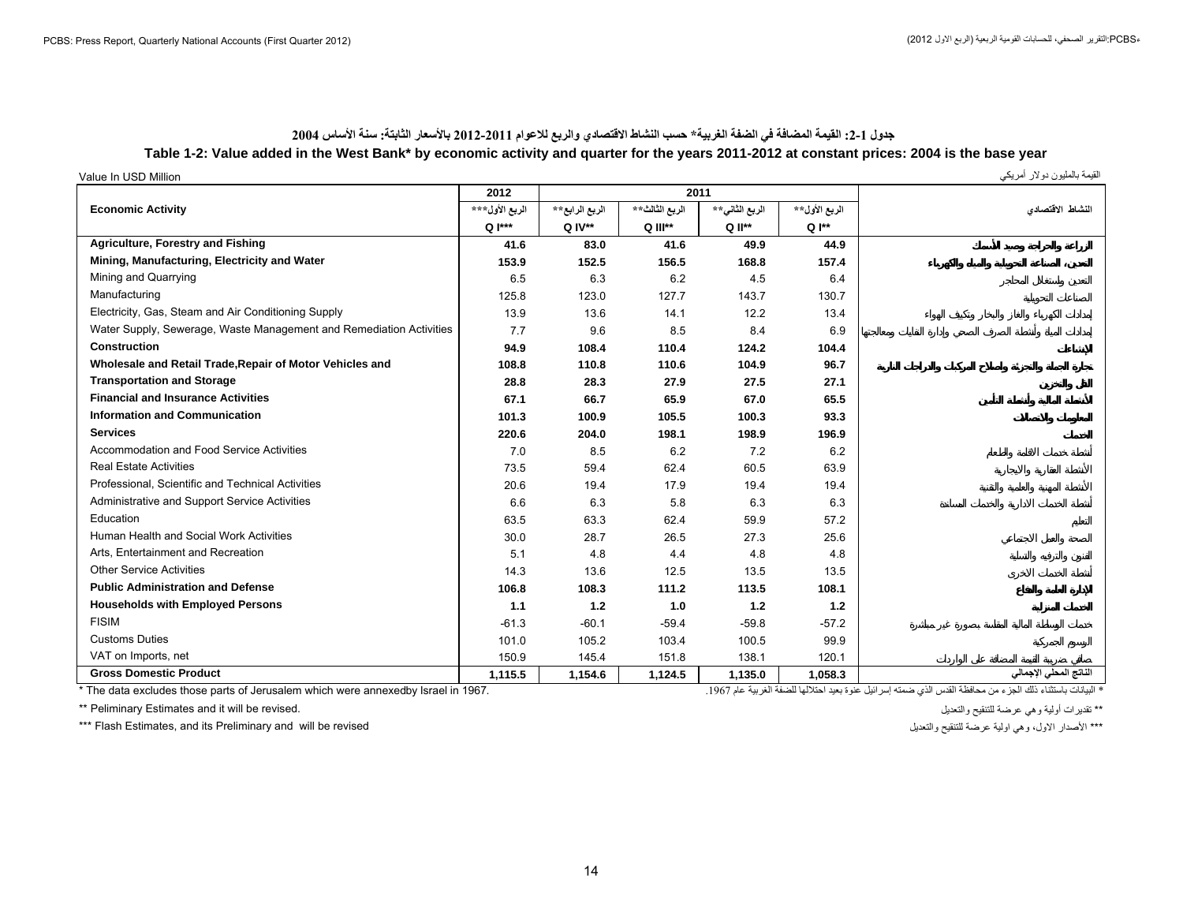## جدول 1-2: القيمة المضافة في الضفة الغربية* حسب النشاط الاقتصادي والربع للاعوام 2011-2012 بالأسعار الثابتة: سنة الأساس 2004

## Table 1-2: Value added in the West Bank* by economic activity and quarter for the years 2011-2012 at constant prices: 2004 is the base year

Value In USD Million | القيمة بالمليون دولار أمريكي

| Economic Activity | 2012 | 2011 | | | | النشاط الاقتصادي |
|---|---|---|---|---|---|---|
| | الربع الأول*** | الربع الرابع** | الربع الثالث** | الربع الثاني** | الربع الأول** | |
| | Q I*** | Q IV** | Q III** | Q II** | Q I** | |
| **Agriculture, Forestry and Fishing** | **41.6** | **83.0** | **41.6** | **49.9** | **44.9** | **الزراعة والحراجة وصيد الأسماك** |
| **Mining, Manufacturing, Electricity and Water** | **153.9** | **152.5** | **156.5** | **168.8** | **157.4** | **التعدين، الصناعة التحويلية والمياه والكهرباء** |
| Mining and Quarrying | 6.5 | 6.3 | 6.2 | 4.5 | 6.4 | التعدين واستغلال المحاجر |
| Manufacturing | 125.8 | 123.0 | 127.7 | 143.7 | 130.7 | الصناعات التحويلية |
| Electricity, Gas, Steam and Air Conditioning Supply | 13.9 | 13.6 | 14.1 | 12.2 | 13.4 | إمدادات الكهرباء والغاز والبخار وتكييف الهواء |
| Water Supply, Sewerage, Waste Management and Remediation Activities | 7.7 | 9.6 | 8.5 | 8.4 | 6.9 | إمدادات المياه وأنشطة الصرف الصحي وإدارة النفايات ومعالجتها |
| **Construction** | **94.9** | **108.4** | **110.4** | **124.2** | **104.4** | **الإنشاءات** |
| **Wholesale and Retail Trade,Repair of Motor Vehicles and** | **108.8** | **110.8** | **110.6** | **104.9** | **96.7** | **تجارة الجملة والتجزئة وإصلاح المركبات والدراجات النارية** |
| **Transportation and Storage** | **28.8** | **28.3** | **27.9** | **27.5** | **27.1** | **النقل والتخزين** |
| **Financial and Insurance Activities** | **67.1** | **66.7** | **65.9** | **67.0** | **65.5** | **الأنشطة المالية وأنشطة التأمين** |
| **Information and Communication** | **101.3** | **100.9** | **105.5** | **100.3** | **93.3** | **المعلومات والاتصالات** |
| **Services** | **220.6** | **204.0** | **198.1** | **198.9** | **196.9** | **الخدمات** |
| Accommodation and Food Service Activities | 7.0 | 8.5 | 6.2 | 7.2 | 6.2 | أنشطة خدمات الاقامة والطعام |
| Real Estate Activities | 73.5 | 59.4 | 62.4 | 60.5 | 63.9 | الأنشطة العقارية والايجارية |
| Professional, Scientific and Technical Activities | 20.6 | 19.4 | 17.9 | 19.4 | 19.4 | الأنشطة المهنية والعلمية والتقنية |
| Administrative and Support Service Activities | 6.6 | 6.3 | 5.8 | 6.3 | 6.3 | أنشطة الخدمات الادارية والخدمات المساندة |
| Education | 63.5 | 63.3 | 62.4 | 59.9 | 57.2 | التعليم |
| Human Health and Social Work Activities | 30.0 | 28.7 | 26.5 | 27.3 | 25.6 | الصحة والعمل الاجتماعي |
| Arts, Entertainment and Recreation | 5.1 | 4.8 | 4.4 | 4.8 | 4.8 | الفنون والترفيه والتسلية |
| Other Service Activities | 14.3 | 13.6 | 12.5 | 13.5 | 13.5 | أنشطة الخدمات الاخرى |
| **Public Administration and Defense** | **106.8** | **108.3** | **111.2** | **113.5** | **108.1** | **الإدارة العامة والدفاع** |
| **Households with Employed Persons** | **1.1** | **1.2** | **1.0** | **1.2** | **1.2** | **الخدمات المنزلية** |
| FISIM | -61.3 | -60.1 | -59.4 | -59.8 | -57.2 | خدمات الوساطة المالية المقاسة بصورة غير مباشرة |
| Customs Duties | 101.0 | 105.2 | 103.4 | 100.5 | 99.9 | الرسوم الجمركية |
| VAT on Imports, net | 150.9 | 145.4 | 151.8 | 138.1 | 120.1 | صافي ضريبة القيمة المضافة على الواردات |
| **Gross Domestic Product** | **1,115.5** | **1,154.6** | **1,124.5** | **1,135.0** | **1,058.3** | **الناتج المحلي الإجمالي** |

\* The data excludes those parts of Jerusalem which were annexedby Israel in 1967.

\* البيانات باستثناء ذلك الجزء من محافظة القدس الذي ضمته إسرائيل عنوة بعيد احتلالها للضفة الغربية عام 1967.

** Peliminary Estimates and it will be revised.

** تقديرات أولية وهي عرضة للتنقيح والتعديل

*** Flash Estimates, and its Preliminary and will be revised

*** الأصدار الاول، وهي اولية عرضة للتنقيح والتعديل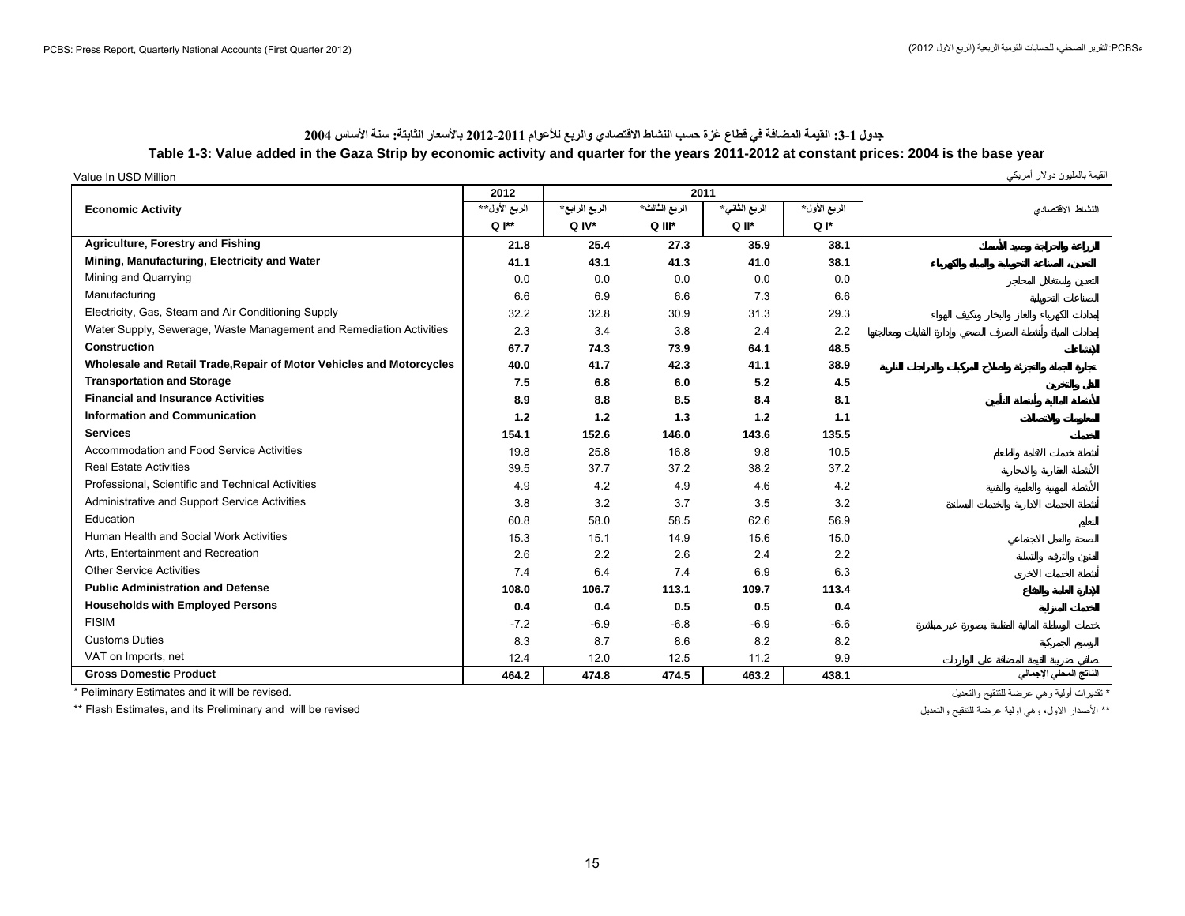### جدول 1-3: القيمة المضافة في قطاع غزة حسب النشاط الاقتصادي والربع للأعوام 2011-2012 بالأسعار الثابتة: سنة الأساس 2004

### Table 1-3: Value added in the Gaza Strip by economic activity and quarter for the years 2011-2012 at constant prices: 2004 is the base year

Value In USD Million | القيمة بالمليون دولار أمريكي

| Economic Activity | 2012 | 2011 | | | | النشاط الاقتصادي |
|---|---|---|---|---|---|---|
| | الربع الأول** Q I** | الربع الرابع* Q IV* | الربع الثالث* Q III* | الربع الثاني* Q II* | الربع الأول* Q I* | |
| **Agriculture, Forestry and Fishing** | **21.8** | **25.4** | **27.3** | **35.9** | **38.1** | **الزراعة والحراجة وصيد الأسماك** |
| **Mining, Manufacturing, Electricity and Water** | **41.1** | **43.1** | **41.3** | **41.0** | **38.1** | **التعدين، الصناعة التحويلية والمياه والكهرباء** |
| Mining and Quarrying | 0.0 | 0.0 | 0.0 | 0.0 | 0.0 | التعدين واستغلال المحاجر |
| Manufacturing | 6.6 | 6.9 | 6.6 | 7.3 | 6.6 | الصناعات التحويلية |
| Electricity, Gas, Steam and Air Conditioning Supply | 32.2 | 32.8 | 30.9 | 31.3 | 29.3 | إمدادات الكهرباء والغاز والبخار وتكييف الهواء |
| Water Supply, Sewerage, Waste Management and Remediation Activities | 2.3 | 3.4 | 3.8 | 2.4 | 2.2 | إمدادات المياة وأنشطة الصرف الصحي وإدارة النفايات ومعالجتها |
| **Construction** | **67.7** | **74.3** | **73.9** | **64.1** | **48.5** | **الإنشاءات** |
| **Wholesale and Retail Trade,Repair of Motor Vehicles and Motorcycles** | **40.0** | **41.7** | **42.3** | **41.1** | **38.9** | **تجارة الجملة والتجزئة وإصلاح المركبات والدراجات النارية** |
| **Transportation and Storage** | **7.5** | **6.8** | **6.0** | **5.2** | **4.5** | **النقل والتخزين** |
| **Financial and Insurance Activities** | **8.9** | **8.8** | **8.5** | **8.4** | **8.1** | **الأنشطة المالية وأنشطة التأمين** |
| **Information and Communication** | **1.2** | **1.2** | **1.3** | **1.2** | **1.1** | **المعلومات والاتصالات** |
| **Services** | **154.1** | **152.6** | **146.0** | **143.6** | **135.5** | **الخدمات** |
| Accommodation and Food Service Activities | 19.8 | 25.8 | 16.8 | 9.8 | 10.5 | أنشطة خدمات الاقامة والطعام |
| Real Estate Activities | 39.5 | 37.7 | 37.2 | 38.2 | 37.2 | الأنشطة العقارية والايجارية |
| Professional, Scientific and Technical Activities | 4.9 | 4.2 | 4.9 | 4.6 | 4.2 | الأنشطة المهنية والعلمية والتقنية |
| Administrative and Support Service Activities | 3.8 | 3.2 | 3.7 | 3.5 | 3.2 | أنشطة الخدمات الادارية والخدمات المساندة |
| Education | 60.8 | 58.0 | 58.5 | 62.6 | 56.9 | التعليم |
| Human Health and Social Work Activities | 15.3 | 15.1 | 14.9 | 15.6 | 15.0 | الصحة والعمل الاجتماعي |
| Arts, Entertainment and Recreation | 2.6 | 2.2 | 2.6 | 2.4 | 2.2 | الفنون والترفيه والتسلية |
| Other Service Activities | 7.4 | 6.4 | 7.4 | 6.9 | 6.3 | أنشطة الخدمات الاخرى |
| **Public Administration and Defense** | **108.0** | **106.7** | **113.1** | **109.7** | **113.4** | **الإدارة العامة والدفاع** |
| **Households with Employed Persons** | **0.4** | **0.4** | **0.5** | **0.5** | **0.4** | **الخدمات المنزلية** |
| FISIM | -7.2 | -6.9 | -6.8 | -6.9 | -6.6 | خدمات الوساطة المالية المقاسة بصورة غير مباشرة |
| Customs Duties | 8.3 | 8.7 | 8.6 | 8.2 | 8.2 | الرسوم الجمركية |
| VAT on Imports, net | 12.4 | 12.0 | 12.5 | 11.2 | 9.9 | صافي ضريبة القيمة المضافة على الواردات |
| **Gross Domestic Product** | **464.2** | **474.8** | **474.5** | **463.2** | **438.1** | **الناتج المحلي الإجمالي** |

\* Peliminary Estimates and it will be revised. | * تقديرات أولية وهي عرضة للتنقيح والتعديل

** Flash Estimates, and its Preliminary and will be revised | ** الأصدار الاول، وهي اولية عرضة للتنقيح والتعديل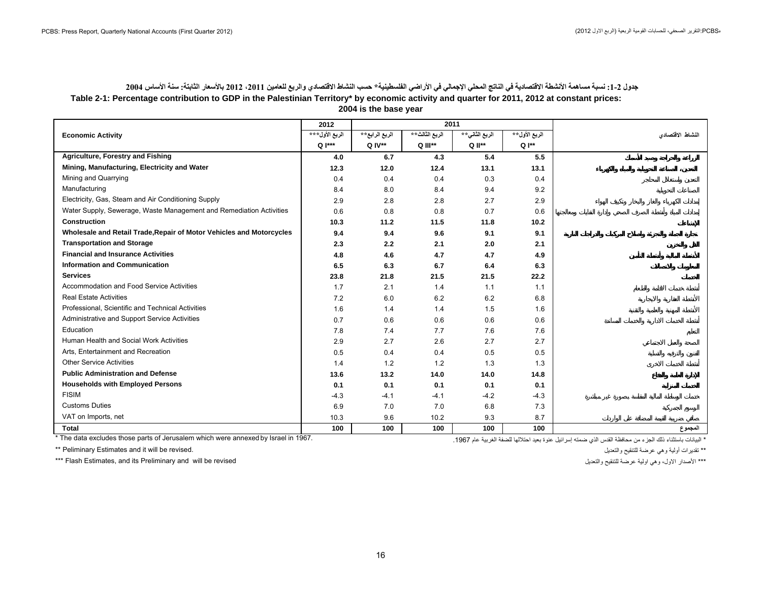### جدول 2-1: نسبة مساهمة الأنشطة الاقتصادية في الناتج المحلي الإجمالي في الأراضي الفلسطينية* حسب النشاط الاقتصادي والربع للعامين 2011، 2012 بالأسعار الثابتة: سنة الأساس 2004

### Table 2-1: Percentage contribution to GDP in the Palestinian Territory* by economic activity and quarter for 2011, 2012 at constant prices: 2004 is the base year

| Economic Activity | 2012 | 2011 | | | | النشاط الاقتصادي |
|---|---|---|---|---|---|---|
| | الربع الأول*** Q I*** | الربع الرابع** Q IV** | الربع الثالث** Q III** | الربع الثاني** Q II** | الربع الأول** Q I** | |
| **Agriculture, Forestry and Fishing** | **4.0** | **6.7** | **4.3** | **5.4** | **5.5** | **الزراعة والحراجة وصيد الأسماك** |
| **Mining, Manufacturing, Electricity and Water** | **12.3** | **12.0** | **12.4** | **13.1** | **13.1** | **التعدين، الصناعة التحويلية والمياه والكهرباء** |
| Mining and Quarrying | 0.4 | 0.4 | 0.4 | 0.3 | 0.4 | التعدين واستغلال المحاجر |
| Manufacturing | 8.4 | 8.0 | 8.4 | 9.4 | 9.2 | الصناعات التحويلية |
| Electricity, Gas, Steam and Air Conditioning Supply | 2.9 | 2.8 | 2.8 | 2.7 | 2.9 | إمدادات الكهرباء والغاز والبخار وتكييف الهواء |
| Water Supply, Sewerage, Waste Management and Remediation Activities | 0.6 | 0.8 | 0.8 | 0.7 | 0.6 | إمدادات المياه وأنشطة الصرف الصحي وإدارة النفايات ومعالجتها |
| **Construction** | **10.3** | **11.2** | **11.5** | **11.8** | **10.2** | **الإنشاءات** |
| **Wholesale and Retail Trade,Repair of Motor Vehicles and Motorcycles** | **9.4** | **9.4** | **9.6** | **9.1** | **9.1** | **تجارة الجملة والتجزئة وإصلاح المركبات والدراجات النارية** |
| **Transportation and Storage** | **2.3** | **2.2** | **2.1** | **2.0** | **2.1** | **النقل والتخزين** |
| **Financial and Insurance Activities** | **4.8** | **4.6** | **4.7** | **4.7** | **4.9** | **الأنشطة المالية وأنشطة التأمين** |
| **Information and Communication** | **6.5** | **6.3** | **6.7** | **6.4** | **6.3** | **المعلومات والاتصالات** |
| **Services** | **23.8** | **21.8** | **21.5** | **21.5** | **22.2** | **الخدمات** |
| Accommodation and Food Service Activities | 1.7 | 2.1 | 1.4 | 1.1 | 1.1 | أنشطة خدمات الاقامة والطعام |
| Real Estate Activities | 7.2 | 6.0 | 6.2 | 6.2 | 6.8 | الأنشطة العقارية والايجارية |
| Professional, Scientific and Technical Activities | 1.6 | 1.4 | 1.4 | 1.5 | 1.6 | الأنشطة المهنية والعلمية والتقنية |
| Administrative and Support Service Activities | 0.7 | 0.6 | 0.6 | 0.6 | 0.6 | أنشطة الخدمات الادارية والخدمات المساندة |
| Education | 7.8 | 7.4 | 7.7 | 7.6 | 7.6 | التعليم |
| Human Health and Social Work Activities | 2.9 | 2.7 | 2.6 | 2.7 | 2.7 | الصحة والعمل الاجتماعي |
| Arts, Entertainment and Recreation | 0.5 | 0.4 | 0.4 | 0.5 | 0.5 | الفنون والترفيه والتسلية |
| Other Service Activities | 1.4 | 1.2 | 1.2 | 1.3 | 1.3 | أنشطة الخدمات الاخرى |
| **Public Administration and Defense** | **13.6** | **13.2** | **14.0** | **14.0** | **14.8** | **الإدارة العامة والدفاع** |
| **Households with Employed Persons** | **0.1** | **0.1** | **0.1** | **0.1** | **0.1** | **الخدمات المنزلية** |
| FISIM | -4.3 | -4.1 | -4.1 | -4.2 | -4.3 | خدمات الوساطة المالية المقاسة بصورة غير مباشرة |
| Customs Duties | 6.9 | 7.0 | 7.0 | 6.8 | 7.3 | الرسوم الجمركية |
| VAT on Imports, net | 10.3 | 9.6 | 10.2 | 9.3 | 8.7 | صافي ضريبة القيمة المضافة على الواردات |
| **Total** | **100** | **100** | **100** | **100** | **100** | **المجموع** |

\* The data excludes those parts of Jerusalem which were annexed by Israel in 1967.

\* البيانات باستثناء ذلك الجزء من محافظة القدس الذي ضمته إسرائيل عنوة بعيد احتلالها للضفة الغربية عام 1967.

\*\* Peliminary Estimates and it will be revised.

\*\* تقديرات أولية وهي عرضة للتنقيح والتعديل

\*\*\* Flash Estimates, and its Preliminary and will be revised

\*\*\* الأصدار الاول، وهي اولية عرضة للتنقيح والتعديل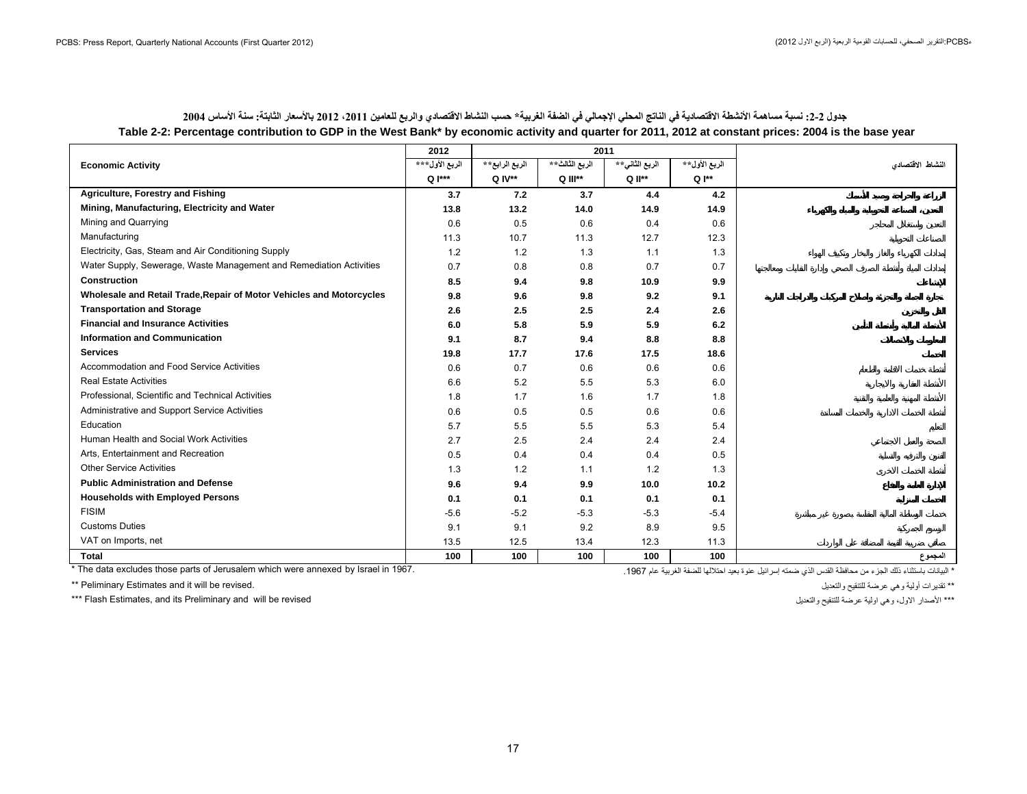**جدول 2-2: نسبة مساهمة الأنشطة الاقتصادية في الناتج المحلي الإجمالي في الضفة الغربية* حسب النشاط الاقتصادي والربع للعامين 2011، 2012 بالأسعار الثابتة: سنة الأساس 2004**

**Table 2-2: Percentage contribution to GDP in the West Bank* by economic activity and quarter for 2011, 2012 at constant prices: 2004 is the base year**

| Economic Activity | 2012 | 2011 | | | | النشاط الاقتصادي |
|---|---|---|---|---|---|---|
| | الربع الأول*** Q I*** | الربع الرابع** Q IV** | الربع الثالث** Q III** | الربع الثاني** Q II** | الربع الأول** Q I** | |
| **Agriculture, Forestry and Fishing** | **3.7** | **7.2** | **3.7** | **4.4** | **4.2** | **الزراعة والحراجة وصيد الأسماك** |
| **Mining, Manufacturing, Electricity and Water** | **13.8** | **13.2** | **14.0** | **14.9** | **14.9** | **التعدين، الصناعة التحويلية والمياه والكهرباء** |
| Mining and Quarrying | 0.6 | 0.5 | 0.6 | 0.4 | 0.6 | التعدين واستغلال المحاجر |
| Manufacturing | 11.3 | 10.7 | 11.3 | 12.7 | 12.3 | الصناعات التحويلية |
| Electricity, Gas, Steam and Air Conditioning Supply | 1.2 | 1.2 | 1.3 | 1.1 | 1.3 | إمدادات الكهرباء والغاز والبخار وتكييف الهواء |
| Water Supply, Sewerage, Waste Management and Remediation Activities | 0.7 | 0.8 | 0.8 | 0.7 | 0.7 | إمدادات المياه وأنشطة الصرف الصحي وإدارة النفايات ومعالجتها |
| **Construction** | **8.5** | **9.4** | **9.8** | **10.9** | **9.9** | **الإنشاءات** |
| **Wholesale and Retail Trade,Repair of Motor Vehicles and Motorcycles** | **9.8** | **9.6** | **9.8** | **9.2** | **9.1** | **تجارة الجملة والتجزئة وإصلاح المركبات والدراجات النارية** |
| **Transportation and Storage** | **2.6** | **2.5** | **2.5** | **2.4** | **2.6** | **النقل والتخزين** |
| **Financial and Insurance Activities** | **6.0** | **5.8** | **5.9** | **5.9** | **6.2** | **الأنشطة المالية وأنشطة التأمين** |
| **Information and Communication** | **9.1** | **8.7** | **9.4** | **8.8** | **8.8** | **المعلومات والاتصالات** |
| **Services** | **19.8** | **17.7** | **17.6** | **17.5** | **18.6** | **الخدمات** |
| Accommodation and Food Service Activities | 0.6 | 0.7 | 0.6 | 0.6 | 0.6 | أنشطة خدمات الاقامة والطعام |
| Real Estate Activities | 6.6 | 5.2 | 5.5 | 5.3 | 6.0 | الأنشطة العقارية والايجارية |
| Professional, Scientific and Technical Activities | 1.8 | 1.7 | 1.6 | 1.7 | 1.8 | الأنشطة المهنية والعلمية والتقنية |
| Administrative and Support Service Activities | 0.6 | 0.5 | 0.5 | 0.6 | 0.6 | أنشطة الخدمات الادارية والخدمات المساندة |
| Education | 5.7 | 5.5 | 5.5 | 5.3 | 5.4 | التعليم |
| Human Health and Social Work Activities | 2.7 | 2.5 | 2.4 | 2.4 | 2.4 | الصحة والعمل الاجتماعي |
| Arts, Entertainment and Recreation | 0.5 | 0.4 | 0.4 | 0.4 | 0.5 | الفنون والترفيه والتسلية |
| Other Service Activities | 1.3 | 1.2 | 1.1 | 1.2 | 1.3 | أنشطة الخدمات الاخرى |
| **Public Administration and Defense** | **9.6** | **9.4** | **9.9** | **10.0** | **10.2** | **الإدارة العامة والدفاع** |
| **Households with Employed Persons** | **0.1** | **0.1** | **0.1** | **0.1** | **0.1** | **الخدمات المنزلية** |
| FISIM | -5.6 | -5.2 | -5.3 | -5.3 | -5.4 | خدمات الوساطة المالية المقاسة بصورة غير مباشرة |
| Customs Duties | 9.1 | 9.1 | 9.2 | 8.9 | 9.5 | الرسوم الجمركية |
| VAT on Imports, net | 13.5 | 12.5 | 13.4 | 12.3 | 11.3 | صافي ضريبة القيمة المضافة على الواردات |
| **Total** | **100** | **100** | **100** | **100** | **100** | المجموع |

\* The data excludes those parts of Jerusalem which were annexed by Israel in 1967.

\* البيانات باستثناء ذلك الجزء من محافظة القدس الذي ضمته إسرائيل عنوة بعيد احتلالها للضفة الغربية عام 1967.

** Peliminary Estimates and it will be revised.

** تقديرات أولية وهي عرضة للتنقيح والتعديل

*** Flash Estimates, and its Preliminary and will be revised

*** الأصدار الاول، وهي اولية عرضة للتنقيح والتعديل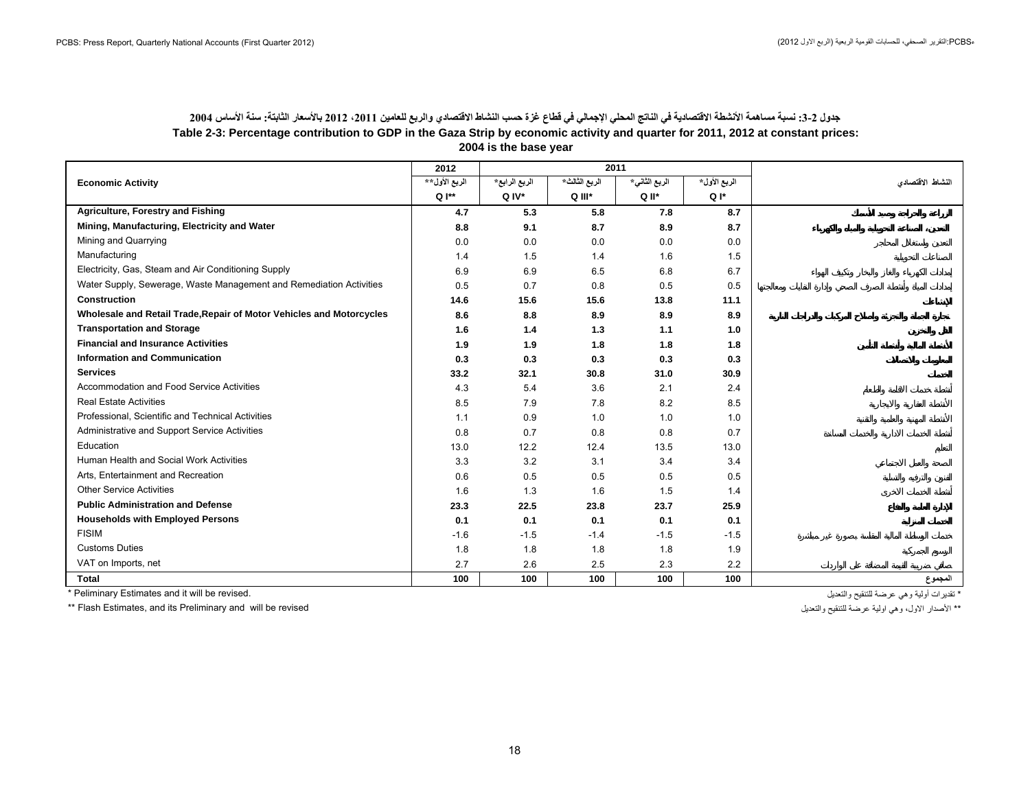**جدول 2-3: نسبة مساهمة الأنشطة الاقتصادية في الناتج المحلي الإجمالي في قطاع غزة حسب النشاط الاقتصادي والربع للعامين 2011، 2012 بالأسعار الثابتة: سنة الأساس 2004**

**Table 2-3: Percentage contribution to GDP in the Gaza Strip by economic activity and quarter for 2011, 2012 at constant prices: 2004 is the base year**

| Economic Activity | 2012 | 2011 | | | | النشاط الاقتصادي |
|---|---|---|---|---|---|---|
| | الربع الأول** Q I** | الربع الرابع* Q IV* | الربع الثالث* Q III* | الربع الثاني* Q II* | الربع الأول* Q I* | |
| **Agriculture, Forestry and Fishing** | **4.7** | **5.3** | **5.8** | **7.8** | **8.7** | **الزراعة والحراجة وصيد الأسماك** |
| **Mining, Manufacturing, Electricity and Water** | **8.8** | **9.1** | **8.7** | **8.9** | **8.7** | **التعدين، الصناعة التحويلية والمياه والكهرباء** |
| Mining and Quarrying | 0.0 | 0.0 | 0.0 | 0.0 | 0.0 | التعدين واستغلال المحاجر |
| Manufacturing | 1.4 | 1.5 | 1.4 | 1.6 | 1.5 | الصناعات التحويلية |
| Electricity, Gas, Steam and Air Conditioning Supply | 6.9 | 6.9 | 6.5 | 6.8 | 6.7 | إمدادات الكهرباء والغاز والبخار وتكييف الهواء |
| Water Supply, Sewerage, Waste Management and Remediation Activities | 0.5 | 0.7 | 0.8 | 0.5 | 0.5 | إمدادات المياه وأنشطة الصرف الصحي وإدارة النفايات ومعالجتها |
| **Construction** | **14.6** | **15.6** | **15.6** | **13.8** | **11.1** | **الإنشاءات** |
| **Wholesale and Retail Trade,Repair of Motor Vehicles and Motorcycles** | **8.6** | **8.8** | **8.9** | **8.9** | **8.9** | **تجارة الجملة والتجزئة وإصلاح المركبات والدراجات النارية** |
| **Transportation and Storage** | **1.6** | **1.4** | **1.3** | **1.1** | **1.0** | **النقل والتخزين** |
| **Financial and Insurance Activities** | **1.9** | **1.9** | **1.8** | **1.8** | **1.8** | **الأنشطة المالية وأنشطة التأمين** |
| **Information and Communication** | **0.3** | **0.3** | **0.3** | **0.3** | **0.3** | **المعلومات والاتصالات** |
| **Services** | **33.2** | **32.1** | **30.8** | **31.0** | **30.9** | **الخدمات** |
| Accommodation and Food Service Activities | 4.3 | 5.4 | 3.6 | 2.1 | 2.4 | أنشطة خدمات الاقامة والطعام |
| Real Estate Activities | 8.5 | 7.9 | 7.8 | 8.2 | 8.5 | الأنشطة العقارية والايجارية |
| Professional, Scientific and Technical Activities | 1.1 | 0.9 | 1.0 | 1.0 | 1.0 | الأنشطة المهنية والعلمية والتقنية |
| Administrative and Support Service Activities | 0.8 | 0.7 | 0.8 | 0.8 | 0.7 | أنشطة الخدمات الادارية والخدمات المساندة |
| Education | 13.0 | 12.2 | 12.4 | 13.5 | 13.0 | التعليم |
| Human Health and Social Work Activities | 3.3 | 3.2 | 3.1 | 3.4 | 3.4 | الصحة والعمل الاجتماعي |
| Arts, Entertainment and Recreation | 0.6 | 0.5 | 0.5 | 0.5 | 0.5 | الفنون والترفيه والتسلية |
| Other Service Activities | 1.6 | 1.3 | 1.6 | 1.5 | 1.4 | أنشطة الخدمات الاخرى |
| **Public Administration and Defense** | **23.3** | **22.5** | **23.8** | **23.7** | **25.9** | **الإدارة العامة والدفاع** |
| **Households with Employed Persons** | **0.1** | **0.1** | **0.1** | **0.1** | **0.1** | **الخدمات المنزلية** |
| FISIM | -1.6 | -1.5 | -1.4 | -1.5 | -1.5 | خدمات الوساطة المالية المقاسة بصورة غير مباشرة |
| Customs Duties | 1.8 | 1.8 | 1.8 | 1.8 | 1.9 | الرسوم الجمركية |
| VAT on Imports, net | 2.7 | 2.6 | 2.5 | 2.3 | 2.2 | صافي ضريبة القيمة المضافة على الواردات |
| **Total** | **100** | **100** | **100** | **100** | **100** | المجموع |

* Peliminary Estimates and it will be revised.

* تقديرات أولية وهي عرضة للتنقيح والتعديل

** Flash Estimates, and its Preliminary and will be revised

** الأصدار الاول، وهي اولية عرضة للتنقيح والتعديل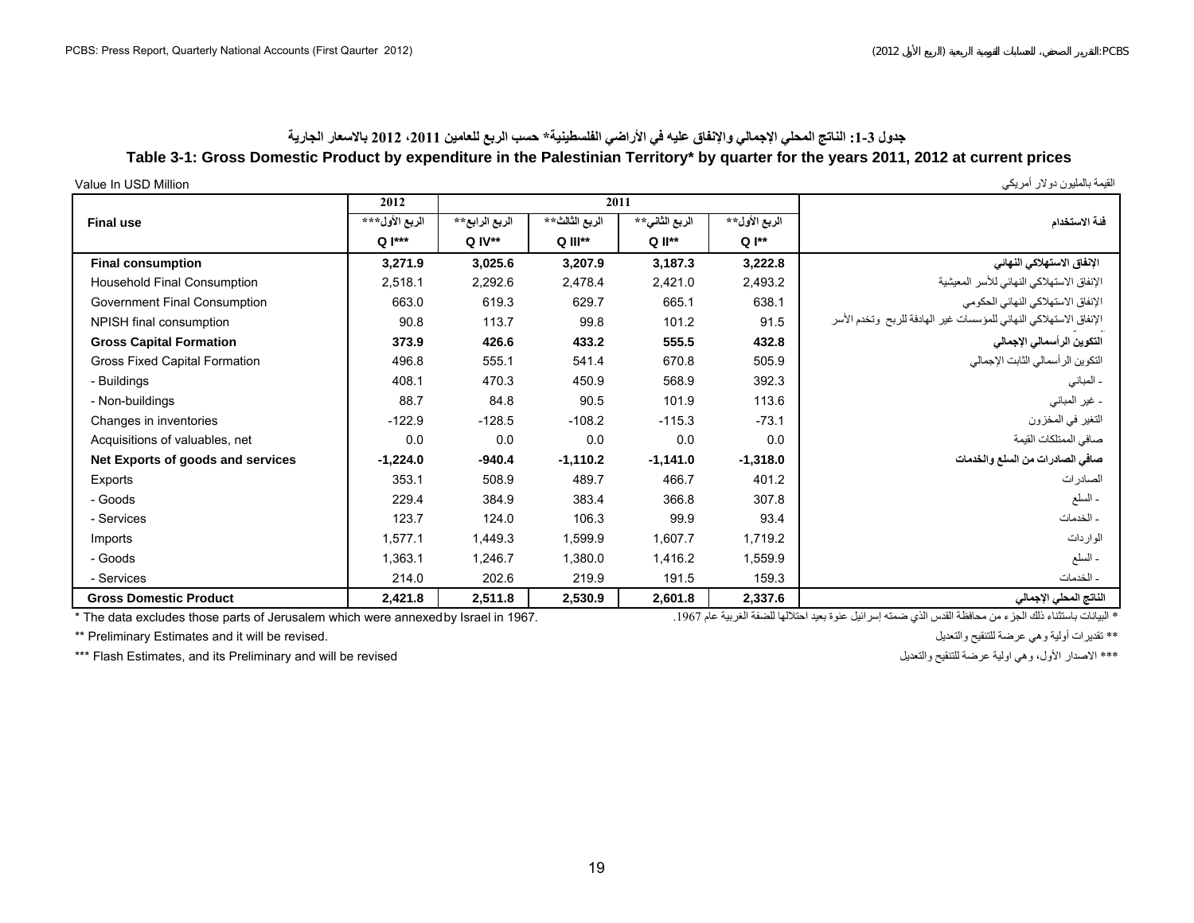# جدول 3-1: الناتج المحلي الإجمالي والإنفاق عليه في الأراضي الفلسطينية* حسب الربع للعامين 2011، 2012 بالاسعار الجارية

## Table 3-1: Gross Domestic Product by expenditure in the Palestinian Territory* by quarter for the years 2011, 2012 at current prices

Value In USD Million | القيمة بالمليون دولار أمريكي

| Final use | 2012 | 2011 | | | | فئة الاستخدام |
|---|---|---|---|---|---|---|
| | الربع الأول*** Q I*** | الربع الرابع** Q IV** | الربع الثالث** Q III** | الربع الثاني** Q II** | الربع الأول** Q I** | |
| **Final consumption** | **3,271.9** | **3,025.6** | **3,207.9** | **3,187.3** | **3,222.8** | **الإنفاق الاستهلاكي النهائي** |
| Household Final Consumption | 2,518.1 | 2,292.6 | 2,478.4 | 2,421.0 | 2,493.2 | الإنفاق الاستهلاكي النهائي للأسر المعيشية |
| Government Final Consumption | 663.0 | 619.3 | 629.7 | 665.1 | 638.1 | الإنفاق الاستهلاكي النهائي الحكومي |
| NPISH final consumption | 90.8 | 113.7 | 99.8 | 101.2 | 91.5 | الإنفاق الاستهلاكي النهائي للمؤسسات غير الهادفة للربح وتخدم الأسر |
| **Gross Capital Formation** | **373.9** | **426.6** | **433.2** | **555.5** | **432.8** | **التكوين الرأسمالي الإجمالي** |
| Gross Fixed Capital Formation | 496.8 | 555.1 | 541.4 | 670.8 | 505.9 | التكوين الرأسمالي الثابت الإجمالي |
| - Buildings | 408.1 | 470.3 | 450.9 | 568.9 | 392.3 | - المباني |
| - Non-buildings | 88.7 | 84.8 | 90.5 | 101.9 | 113.6 | - غير المباني |
| Changes in inventories | -122.9 | -128.5 | -108.2 | -115.3 | -73.1 | التغير في المخزون |
| Acquisitions of valuables, net | 0.0 | 0.0 | 0.0 | 0.0 | 0.0 | صافي الممتلكات القيمة |
| **Net Exports of goods and services** | **-1,224.0** | **-940.4** | **-1,110.2** | **-1,141.0** | **-1,318.0** | **صافي الصادرات من السلع والخدمات** |
| Exports | 353.1 | 508.9 | 489.7 | 466.7 | 401.2 | الصادرات |
| - Goods | 229.4 | 384.9 | 383.4 | 366.8 | 307.8 | - السلع |
| - Services | 123.7 | 124.0 | 106.3 | 99.9 | 93.4 | - الخدمات |
| Imports | 1,577.1 | 1,449.3 | 1,599.9 | 1,607.7 | 1,719.2 | الواردات |
| - Goods | 1,363.1 | 1,246.7 | 1,380.0 | 1,416.2 | 1,559.9 | - السلع |
| - Services | 214.0 | 202.6 | 219.9 | 191.5 | 159.3 | - الخدمات |
| **Gross Domestic Product** | **2,421.8** | **2,511.8** | **2,530.9** | **2,601.8** | **2,337.6** | **الناتج المحلي الإجمالي** |

* The data excludes those parts of Jerusalem which were annexed by Israel in 1967.
* البيانات باستثناء ذلك الجزء من محافظة القدس الذي ضمته إسرائيل عنوة بعيد احتلالها للضفة الغربية عام 1967.

** Preliminary Estimates and it will be revised.
** تقديرات أولية وهي عرضة للتنقيح والتعديل

*** Flash Estimates, and its Preliminary and will be revised
*** الاصدار الأول، وهي اولية عرضة للتنقيح والتعديل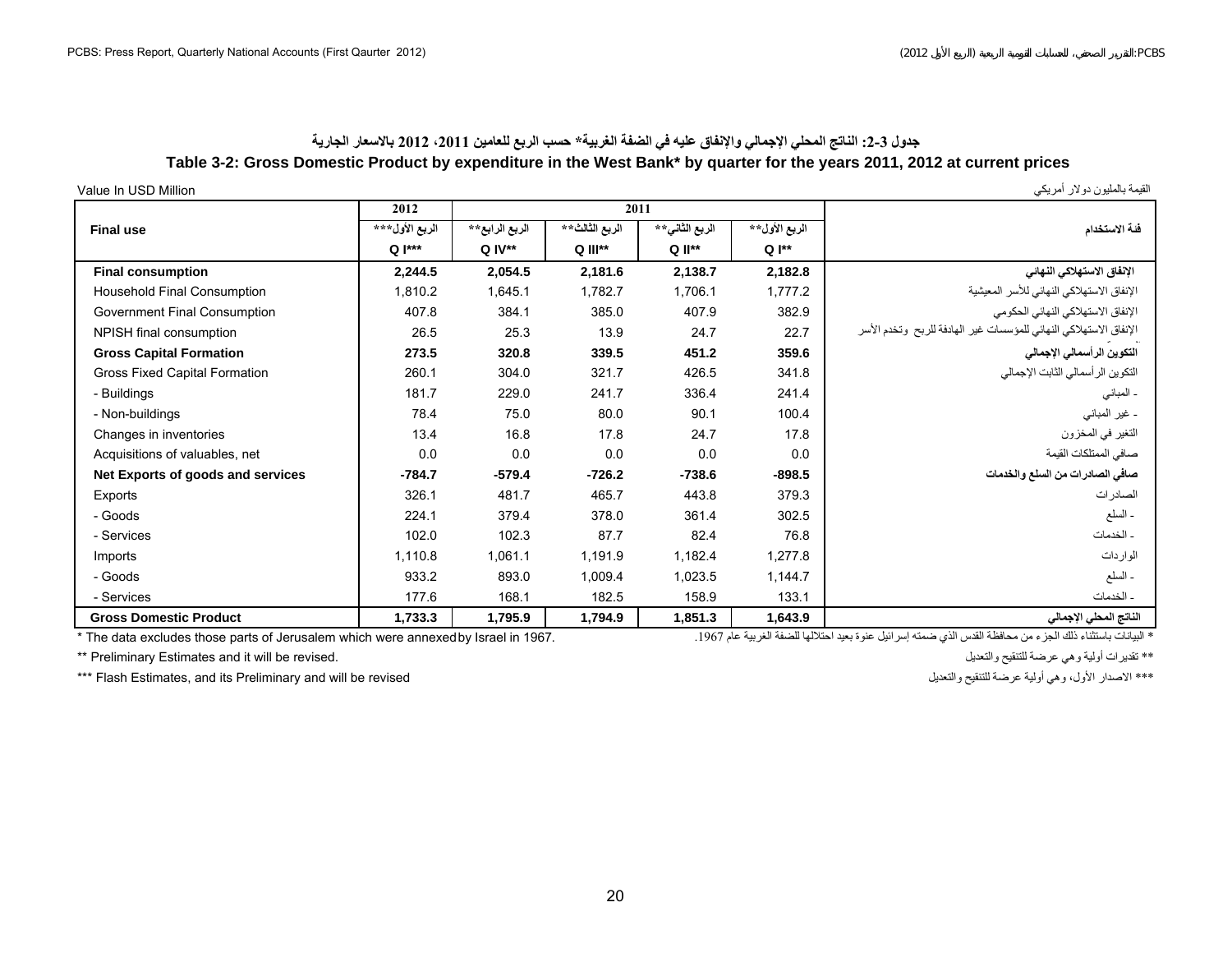## جدول 3-2: الناتج المحلي الإجمالي والإنفاق عليه في الضفة الغربية* حسب الربع للعامين 2011، 2012 بالاسعار الجارية

## Table 3-2: Gross Domestic Product by expenditure in the West Bank* by quarter for the years 2011, 2012 at current prices

Value In USD Million | القيمة بالمليون دولار أمريكي

| Final use | 2012 | 2011 | | | | فئة الاستخدام |
|---|---|---|---|---|---|---|
| | الربع الأول*** Q I*** | الربع الرابع** Q IV** | الربع الثالث** Q III** | الربع الثاني** Q II** | الربع الأول** Q I** | |
| **Final consumption** | **2,244.5** | **2,054.5** | **2,181.6** | **2,138.7** | **2,182.8** | **الإنفاق الاستهلاكي النهائي** |
| Household Final Consumption | 1,810.2 | 1,645.1 | 1,782.7 | 1,706.1 | 1,777.2 | الإنفاق الاستهلاكي النهائي للأسر المعيشية |
| Government Final Consumption | 407.8 | 384.1 | 385.0 | 407.9 | 382.9 | الإنفاق الاستهلاكي النهائي الحكومي |
| NPISH final consumption | 26.5 | 25.3 | 13.9 | 24.7 | 22.7 | الإنفاق الاستهلاكي النهائي للمؤسسات غير الهادفة للربح وتخدم الأسر |
| **Gross Capital Formation** | **273.5** | **320.8** | **339.5** | **451.2** | **359.6** | **التكوين الرأسمالي الإجمالي** |
| Gross Fixed Capital Formation | 260.1 | 304.0 | 321.7 | 426.5 | 341.8 | التكوين الرأسمالي الثابت الإجمالي |
| - Buildings | 181.7 | 229.0 | 241.7 | 336.4 | 241.4 | - المباني |
| - Non-buildings | 78.4 | 75.0 | 80.0 | 90.1 | 100.4 | - غير المباني |
| Changes in inventories | 13.4 | 16.8 | 17.8 | 24.7 | 17.8 | التغير في المخزون |
| Acquisitions of valuables, net | 0.0 | 0.0 | 0.0 | 0.0 | 0.0 | صافي الممتلكات القيمة |
| **Net Exports of goods and services** | **-784.7** | **-579.4** | **-726.2** | **-738.6** | **-898.5** | **صافي الصادرات من السلع والخدمات** |
| Exports | 326.1 | 481.7 | 465.7 | 443.8 | 379.3 | الصادرات |
| - Goods | 224.1 | 379.4 | 378.0 | 361.4 | 302.5 | - السلع |
| - Services | 102.0 | 102.3 | 87.7 | 82.4 | 76.8 | - الخدمات |
| Imports | 1,110.8 | 1,061.1 | 1,191.9 | 1,182.4 | 1,277.8 | الواردات |
| - Goods | 933.2 | 893.0 | 1,009.4 | 1,023.5 | 1,144.7 | - السلع |
| - Services | 177.6 | 168.1 | 182.5 | 158.9 | 133.1 | - الخدمات |
| **Gross Domestic Product** | **1,733.3** | **1,795.9** | **1,794.9** | **1,851.3** | **1,643.9** | **الناتج المحلي الإجمالي** |

\* The data excludes those parts of Jerusalem which were annexed by Israel in 1967.

\* البيانات باستثناء ذلك الجزء من محافظة القدس الذي ضمته إسرائيل عنوة بعيد احتلالها للضفة الغربية عام 1967.

\*\* Preliminary Estimates and it will be revised.

\*\* تقديرات أولية وهي عرضة للتنقيح والتعديل

\*\*\* Flash Estimates, and its Preliminary and will be revised

\*\*\* الاصدار الأول، وهي أولية عرضة للتنقيح والتعديل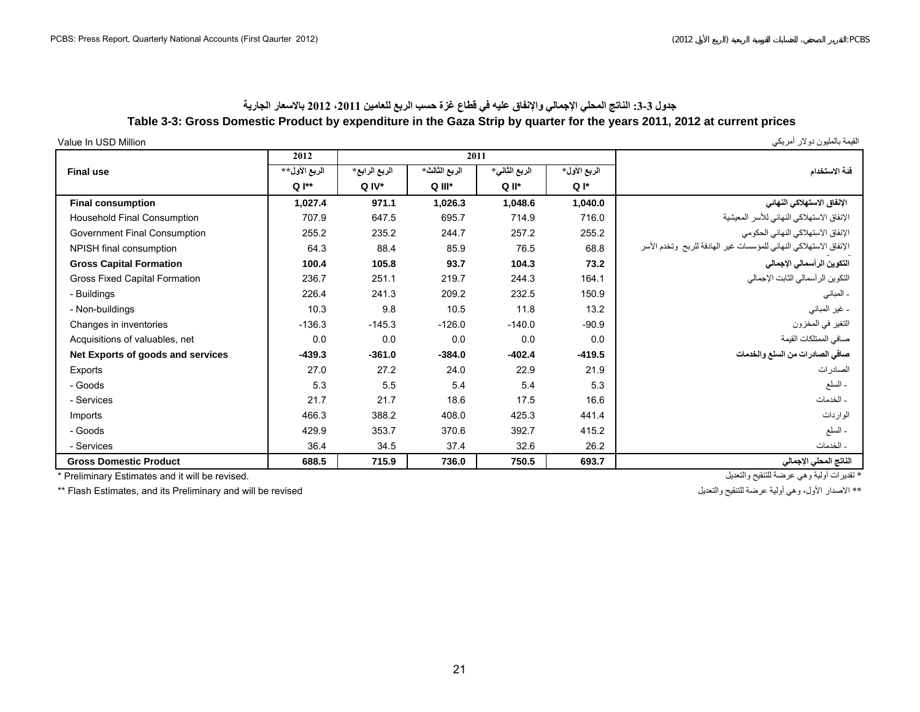# جدول 3-3: الناتج المحلي الإجمالي والإنفاق عليه في قطاع غزة حسب الربع للعامين 2011، 2012 بالاسعار الجارية

## Table 3-3: Gross Domestic Product by expenditure in the Gaza Strip by quarter for the years 2011, 2012 at current prices

Value In USD Million | القيمة بالمليون دولار أمريكي

| Final use | 2012 | 2011 | | | | فئة الاستخدام |
|---|---|---|---|---|---|---|
| | الربع الأول** | الربع الرابع* | الربع الثالث* | الربع الثاني* | الربع الأول* | |
| | Q I** | Q IV* | Q III* | Q II* | Q I* | |
| **Final consumption** | **1,027.4** | **971.1** | **1,026.3** | **1,048.6** | **1,040.0** | **الإنفاق الاستهلاكي النهائي** |
| Household Final Consumption | 707.9 | 647.5 | 695.7 | 714.9 | 716.0 | الإنفاق الاستهلاكي النهائي للأسر المعيشية |
| Government Final Consumption | 255.2 | 235.2 | 244.7 | 257.2 | 255.2 | الإنفاق الاستهلاكي النهائي الحكومي |
| NPISH final consumption | 64.3 | 88.4 | 85.9 | 76.5 | 68.8 | الإنفاق الاستهلاكي النهائي للمؤسسات غير الهادفة للربح وتخدم الأسر |
| **Gross Capital Formation** | **100.4** | **105.8** | **93.7** | **104.3** | **73.2** | **التكوين الرأسمالي الإجمالي** |
| Gross Fixed Capital Formation | 236.7 | 251.1 | 219.7 | 244.3 | 164.1 | التكوين الرأسمالي الثابت الإجمالي |
| - Buildings | 226.4 | 241.3 | 209.2 | 232.5 | 150.9 | - المباني |
| - Non-buildings | 10.3 | 9.8 | 10.5 | 11.8 | 13.2 | - غير المباني |
| Changes in inventories | -136.3 | -145.3 | -126.0 | -140.0 | -90.9 | التغير في المخزون |
| Acquisitions of valuables, net | 0.0 | 0.0 | 0.0 | 0.0 | 0.0 | صافي الممتلكات القيمة |
| **Net Exports of goods and services** | **-439.3** | **-361.0** | **-384.0** | **-402.4** | **-419.5** | **صافي الصادرات من السلع والخدمات** |
| Exports | 27.0 | 27.2 | 24.0 | 22.9 | 21.9 | الصادرات |
| - Goods | 5.3 | 5.5 | 5.4 | 5.4 | 5.3 | - السلع |
| - Services | 21.7 | 21.7 | 18.6 | 17.5 | 16.6 | - الخدمات |
| Imports | 466.3 | 388.2 | 408.0 | 425.3 | 441.4 | الواردات |
| - Goods | 429.9 | 353.7 | 370.6 | 392.7 | 415.2 | - السلع |
| - Services | 36.4 | 34.5 | 37.4 | 32.6 | 26.2 | - الخدمات |
| **Gross Domestic Product** | **688.5** | **715.9** | **736.0** | **750.5** | **693.7** | **الناتج المحلي الإجمالي** |

\* Preliminary Estimates and it will be revised. | * تقديرات أولية وهي عرضة للتنقيح والتعديل

\*\* Flash Estimates, and its Preliminary and will be revised | ** الاصدار الأول، وهي أولية عرضة للتنقيح والتعديل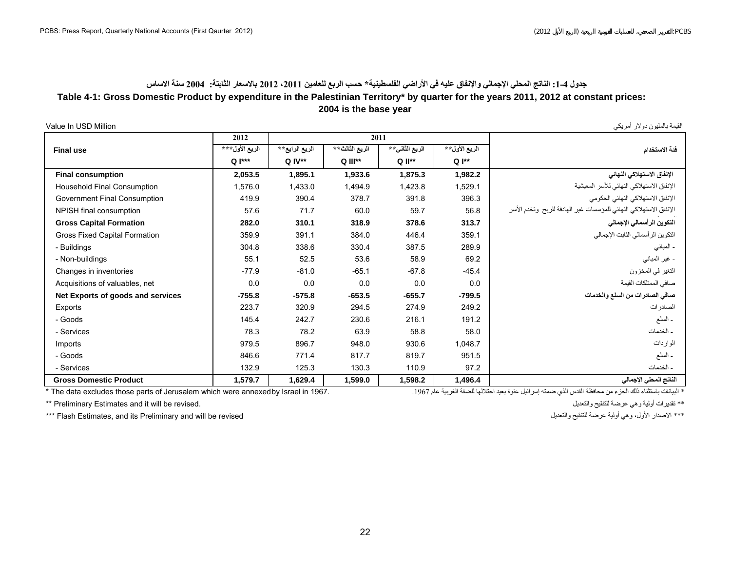# جدول 4-1: الناتج المحلي الإجمالي والإنفاق عليه في الأراضي الفلسطينية* حسب الربع للعامين 2011، 2012 بالاسعار الثابتة: 2004 سنة الاساس

## Table 4-1: Gross Domestic Product by expenditure in the Palestinian Territory* by quarter for the years 2011, 2012 at constant prices: 2004 is the base year

Value In USD Million — القيمة بالمليون دولار أمريكي

| Final use | 2012 | 2011 | | | | فئة الاستخدام |
|---|---|---|---|---|---|---|
| | الربع الأول*** Q I*** | الربع الرابع** Q IV** | الربع الثالث** Q III** | الربع الثاني** Q II** | الربع الأول** Q I** | |
| **Final consumption** | **2,053.5** | **1,895.1** | **1,933.6** | **1,875.3** | **1,982.2** | **الإنفاق الاستهلاكي النهائي** |
| Household Final Consumption | 1,576.0 | 1,433.0 | 1,494.9 | 1,423.8 | 1,529.1 | الإنفاق الاستهلاكي النهائي للأسر المعيشية |
| Government Final Consumption | 419.9 | 390.4 | 378.7 | 391.8 | 396.3 | الإنفاق الاستهلاكي النهائي الحكومي |
| NPISH final consumption | 57.6 | 71.7 | 60.0 | 59.7 | 56.8 | الإنفاق الاستهلاكي النهائي للمؤسسات غير الهادفة للربح وتخدم الأسر |
| **Gross Capital Formation** | **282.0** | **310.1** | **318.9** | **378.6** | **313.7** | **التكوين الرأسمالي الإجمالي** |
| Gross Fixed Capital Formation | 359.9 | 391.1 | 384.0 | 446.4 | 359.1 | التكوين الرأسمالي الثابت الإجمالي |
| - Buildings | 304.8 | 338.6 | 330.4 | 387.5 | 289.9 | - المباني |
| - Non-buildings | 55.1 | 52.5 | 53.6 | 58.9 | 69.2 | - غير المباني |
| Changes in inventories | -77.9 | -81.0 | -65.1 | -67.8 | -45.4 | التغير في المخزون |
| Acquisitions of valuables, net | 0.0 | 0.0 | 0.0 | 0.0 | 0.0 | صافي الممتلكات القيمة |
| **Net Exports of goods and services** | **-755.8** | **-575.8** | **-653.5** | **-655.7** | **-799.5** | **صافي الصادرات من السلع والخدمات** |
| Exports | 223.7 | 320.9 | 294.5 | 274.9 | 249.2 | الصادرات |
| - Goods | 145.4 | 242.7 | 230.6 | 216.1 | 191.2 | - السلع |
| - Services | 78.3 | 78.2 | 63.9 | 58.8 | 58.0 | - الخدمات |
| Imports | 979.5 | 896.7 | 948.0 | 930.6 | 1,048.7 | الواردات |
| - Goods | 846.6 | 771.4 | 817.7 | 819.7 | 951.5 | - السلع |
| - Services | 132.9 | 125.3 | 130.3 | 110.9 | 97.2 | - الخدمات |
| **Gross Domestic Product** | **1,579.7** | **1,629.4** | **1,599.0** | **1,598.2** | **1,496.4** | **الناتج المحلي الإجمالي** |

* The data excludes those parts of Jerusalem which were annexed by Israel in 1967.
* البيانات باستثناء ذلك الجزء من محافظة القدس الذي ضمته إسرائيل عنوة بعيد احتلالها للضفة الغربية عام 1967.

** Preliminary Estimates and it will be revised.
** تقديرات أولية وهي عرضة للتنقيح والتعديل

*** Flash Estimates, and its Preliminary and will be revised
*** الاصدار الأول، وهي أولية عرضة للتنقيح والتعديل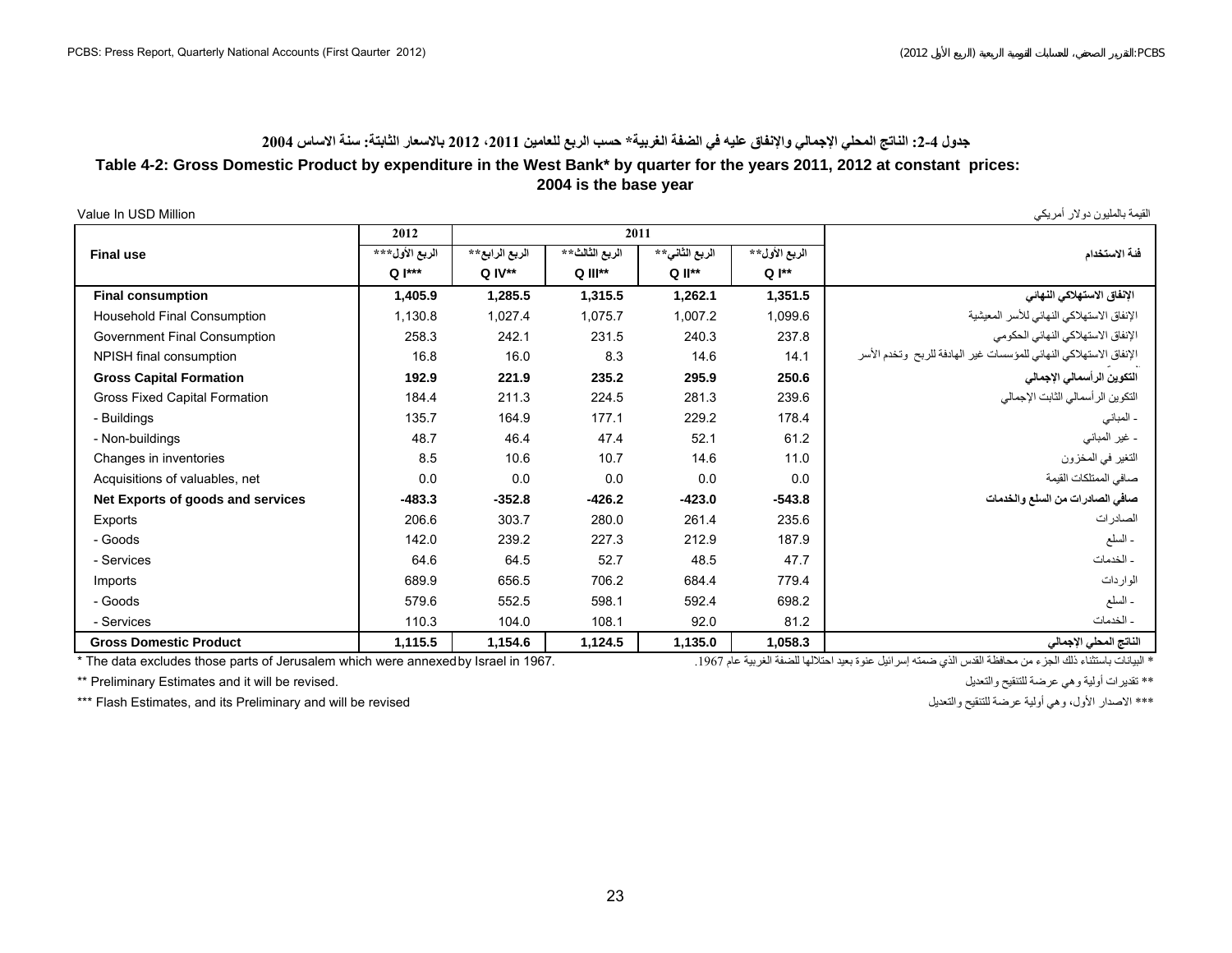### جدول 4-2: الناتج المحلي الإجمالي والإنفاق عليه في الضفة الغربية* حسب الربع للعامين 2011، 2012 بالاسعار الثابتة: سنة الاساس 2004

### Table 4-2: Gross Domestic Product by expenditure in the West Bank* by quarter for the years 2011, 2012 at constant prices: 2004 is the base year

Value In USD Million — القيمة بالمليون دولار أمريكي

| Final use | 2012 | 2011 | | | | فئة الاستخدام |
|---|---|---|---|---|---|---|
| | الربع الأول*** Q I*** | الربع الرابع** Q IV** | الربع الثالث** Q III** | الربع الثاني** Q II** | الربع الأول** Q I** | |
| **Final consumption** | **1,405.9** | **1,285.5** | **1,315.5** | **1,262.1** | **1,351.5** | **الإنفاق الاستهلاكي النهائي** |
| Household Final Consumption | 1,130.8 | 1,027.4 | 1,075.7 | 1,007.2 | 1,099.6 | الإنفاق الاستهلاكي النهائي للأسر المعيشية |
| Government Final Consumption | 258.3 | 242.1 | 231.5 | 240.3 | 237.8 | الإنفاق الاستهلاكي النهائي الحكومي |
| NPISH final consumption | 16.8 | 16.0 | 8.3 | 14.6 | 14.1 | الإنفاق الاستهلاكي النهائي للمؤسسات غير الهادفة للربح وتخدم الأسر |
| **Gross Capital Formation** | **192.9** | **221.9** | **235.2** | **295.9** | **250.6** | **التكوين الرأسمالي الإجمالي** |
| Gross Fixed Capital Formation | 184.4 | 211.3 | 224.5 | 281.3 | 239.6 | التكوين الرأسمالي الثابت الإجمالي |
| - Buildings | 135.7 | 164.9 | 177.1 | 229.2 | 178.4 | - المباني |
| - Non-buildings | 48.7 | 46.4 | 47.4 | 52.1 | 61.2 | - غير المباني |
| Changes in inventories | 8.5 | 10.6 | 10.7 | 14.6 | 11.0 | التغير في المخزون |
| Acquisitions of valuables, net | 0.0 | 0.0 | 0.0 | 0.0 | 0.0 | صافي الممتلكات القيمة |
| **Net Exports of goods and services** | **-483.3** | **-352.8** | **-426.2** | **-423.0** | **-543.8** | **صافي الصادرات من السلع والخدمات** |
| Exports | 206.6 | 303.7 | 280.0 | 261.4 | 235.6 | الصادرات |
| - Goods | 142.0 | 239.2 | 227.3 | 212.9 | 187.9 | - السلع |
| - Services | 64.6 | 64.5 | 52.7 | 48.5 | 47.7 | - الخدمات |
| Imports | 689.9 | 656.5 | 706.2 | 684.4 | 779.4 | الواردات |
| - Goods | 579.6 | 552.5 | 598.1 | 592.4 | 698.2 | - السلع |
| - Services | 110.3 | 104.0 | 108.1 | 92.0 | 81.2 | - الخدمات |
| **Gross Domestic Product** | **1,115.5** | **1,154.6** | **1,124.5** | **1,135.0** | **1,058.3** | **الناتج المحلي الإجمالي** |

* The data excludes those parts of Jerusalem which were annexed by Israel in 1967.

* البيانات باستثناء ذلك الجزء من محافظة القدس الذي ضمته إسرائيل عنوة بعيد احتلالها للضفة الغربية عام 1967.

** Preliminary Estimates and it will be revised.

** تقديرات أولية وهي عرضة للتنقيح والتعديل

*** Flash Estimates, and its Preliminary and will be revised

*** الاصدار الأول، وهي أولية عرضة للتنقيح والتعديل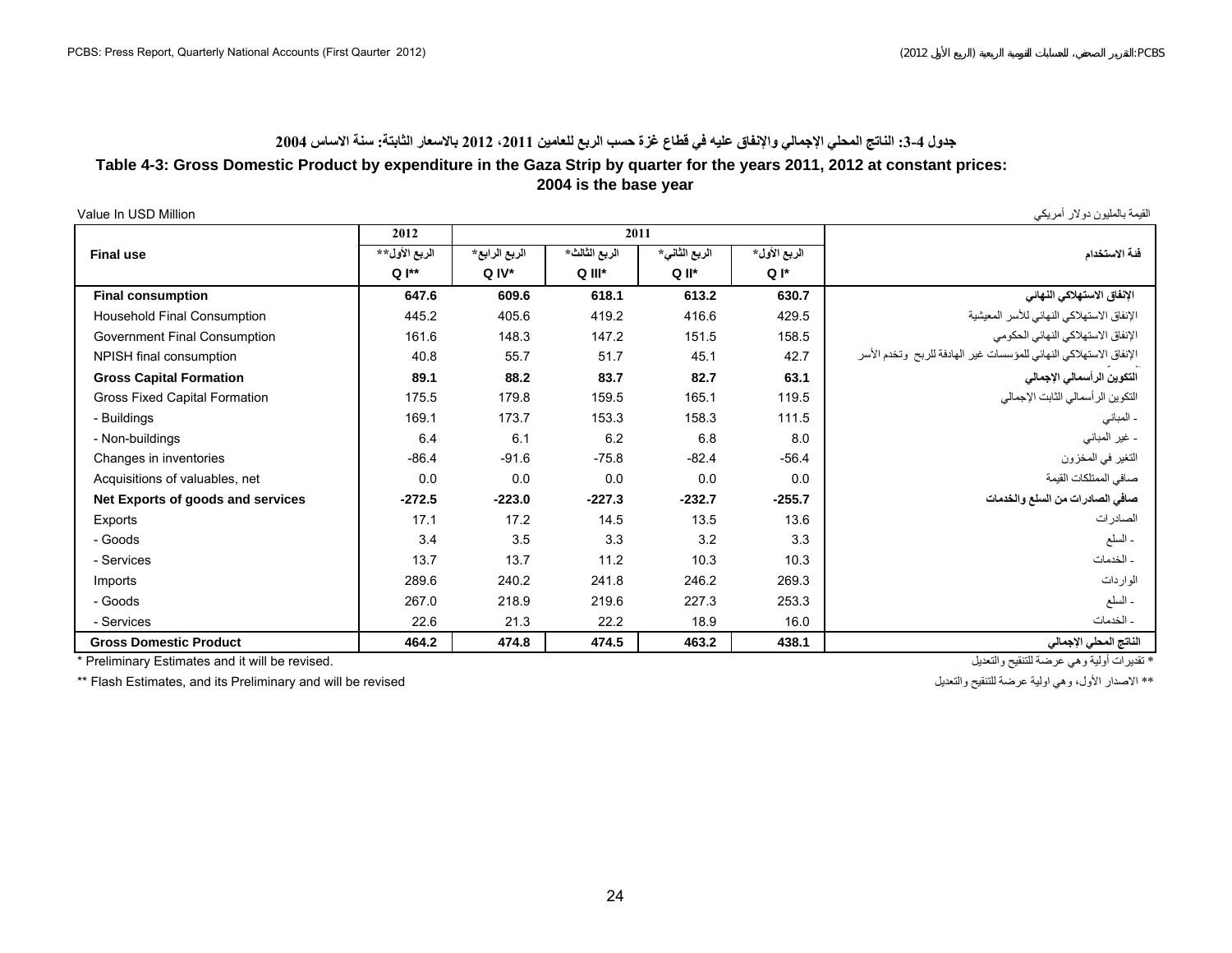## جدول 4-3: الناتج المحلي الإجمالي والإنفاق عليه في قطاع غزة حسب الربع للعامين 2011، 2012 بالاسعار الثابتة: سنة الاساس 2004

## Table 4-3: Gross Domestic Product by expenditure in the Gaza Strip by quarter for the years 2011, 2012 at constant prices: 2004 is the base year

Value In USD Million القيمة بالمليون دولار أمريكي

| Final use | 2012 | 2011 | | | | فئة الاستخدام |
|---|---|---|---|---|---|---|
| | الربع الأول** Q I** | الربع الرابع* Q IV* | الربع الثالث* Q III* | الربع الثاني* Q II* | الربع الأول* Q I* | |
| **Final consumption** | **647.6** | **609.6** | **618.1** | **613.2** | **630.7** | **الإنفاق الاستهلاكي النهائي** |
| Household Final Consumption | 445.2 | 405.6 | 419.2 | 416.6 | 429.5 | الإنفاق الاستهلاكي النهائي للأسر المعيشية |
| Government Final Consumption | 161.6 | 148.3 | 147.2 | 151.5 | 158.5 | الإنفاق الاستهلاكي النهائي الحكومي |
| NPISH final consumption | 40.8 | 55.7 | 51.7 | 45.1 | 42.7 | الإنفاق الاستهلاكي النهائي للمؤسسات غير الهادفة للربح وتخدم الأسر |
| **Gross Capital Formation** | **89.1** | **88.2** | **83.7** | **82.7** | **63.1** | **التكوين الرأسمالي الإجمالي** |
| Gross Fixed Capital Formation | 175.5 | 179.8 | 159.5 | 165.1 | 119.5 | التكوين الرأسمالي الثابت الإجمالي |
| - Buildings | 169.1 | 173.7 | 153.3 | 158.3 | 111.5 | - المباني |
| - Non-buildings | 6.4 | 6.1 | 6.2 | 6.8 | 8.0 | - غير المباني |
| Changes in inventories | -86.4 | -91.6 | -75.8 | -82.4 | -56.4 | التغير في المخزون |
| Acquisitions of valuables, net | 0.0 | 0.0 | 0.0 | 0.0 | 0.0 | صافي الممتلكات القيمة |
| **Net Exports of goods and services** | **-272.5** | **-223.0** | **-227.3** | **-232.7** | **-255.7** | **صافي الصادرات من السلع والخدمات** |
| Exports | 17.1 | 17.2 | 14.5 | 13.5 | 13.6 | الصادرات |
| - Goods | 3.4 | 3.5 | 3.3 | 3.2 | 3.3 | - السلع |
| - Services | 13.7 | 13.7 | 11.2 | 10.3 | 10.3 | - الخدمات |
| Imports | 289.6 | 240.2 | 241.8 | 246.2 | 269.3 | الواردات |
| - Goods | 267.0 | 218.9 | 219.6 | 227.3 | 253.3 | - السلع |
| - Services | 22.6 | 21.3 | 22.2 | 18.9 | 16.0 | - الخدمات |
| **Gross Domestic Product** | **464.2** | **474.8** | **474.5** | **463.2** | **438.1** | **الناتج المحلي الإجمالي** |

* Preliminary Estimates and it will be revised. * تقديرات أولية وهي عرضة للتنقيح والتعديل

** Flash Estimates, and its Preliminary and will be revised ** الاصدار الأول، وهي اولية عرضة للتنقيح والتعديل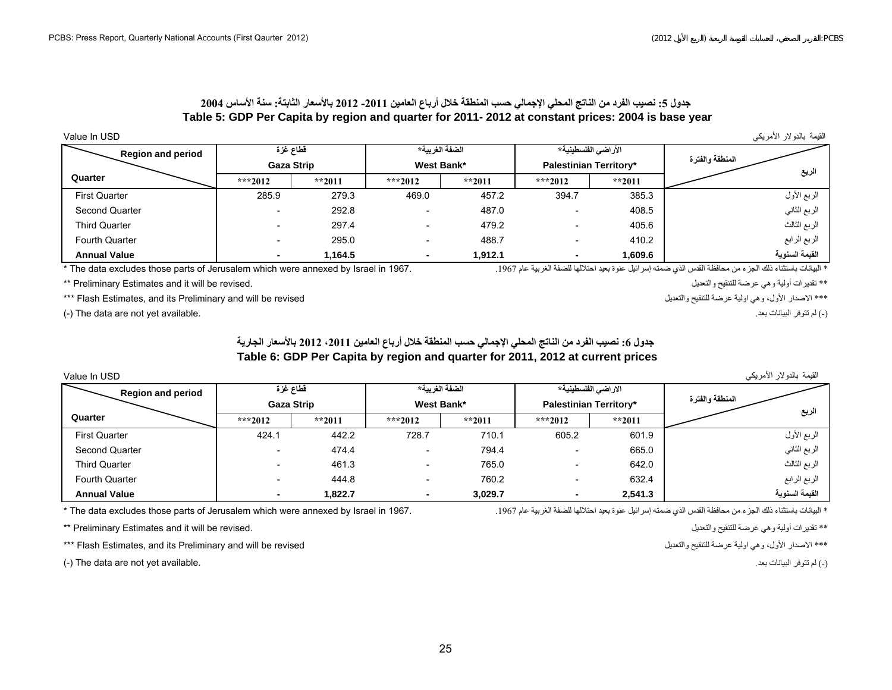### جدول 5: نصيب الفرد من الناتج المحلي الإجمالي حسب المنطقة خلال أرباع العامين 2011- 2012 بالأسعار الثابتة: سنة الأساس 2004
### Table 5: GDP Per Capita by region and quarter for 2011- 2012 at constant prices: 2004 is base year

Value In USD — القيمة بالدولار الأمريكي

| Region and period / Quarter | قطاع غزة Gaza Strip | | الضفة الغربية* West Bank* | | الأراضي الفلسطينية* Palestinian Territory* | | المنطقة والفترة / الربع |
|---|---|---|---|---|---|---|---|
| | ***2012 | **2011 | ***2012 | **2011 | ***2012 | **2011 | |
| First Quarter | 285.9 | 279.3 | 469.0 | 457.2 | 394.7 | 385.3 | الربع الأول |
| Second Quarter | - | 292.8 | - | 487.0 | - | 408.5 | الربع الثاني |
| Third Quarter | - | 297.4 | - | 479.2 | - | 405.6 | الربع الثالث |
| Fourth Quarter | - | 295.0 | - | 488.7 | - | 410.2 | الربع الرابع |
| **Annual Value** | - | **1,164.5** | - | **1,912.1** | - | **1,609.6** | **القيمة السنوية** |

* The data excludes those parts of Jerusalem which were annexed by Israel in 1967.
* البيانات باستثناء ذلك الجزء من محافظة القدس الذي ضمته إسرائيل عنوة بعيد احتلالها للضفة الغربية عام 1967.

** Preliminary Estimates and it will be revised.
** تقديرات أولية وهي عرضة للتنقيح والتعديل

*** Flash Estimates, and its Preliminary and will be revised
*** الاصدار الأول، وهي اولية عرضة للتنقيح والتعديل

(-) The data are not yet available.
(-) لم تتوفر البيانات بعد.

### جدول 6: نصيب الفرد من الناتج المحلي الإجمالي حسب المنطقة خلال أرباع العامين 2011، 2012 بالأسعار الجارية
### Table 6: GDP Per Capita by region and quarter for 2011, 2012 at current prices

Value In USD — القيمة بالدولار الأمريكي

| Region and period / Quarter | قطاع غزة Gaza Strip | | الضفة الغربية* West Bank* | | الاراضي الفلسطينية* Palestinian Territory* | | المنطقة والفترة / الربع |
|---|---|---|---|---|---|---|---|
| | ***2012 | **2011 | ***2012 | **2011 | ***2012 | **2011 | |
| First Quarter | 424.1 | 442.2 | 728.7 | 710.1 | 605.2 | 601.9 | الربع الأول |
| Second Quarter | - | 474.4 | - | 794.4 | - | 665.0 | الربع الثاني |
| Third Quarter | - | 461.3 | - | 765.0 | - | 642.0 | الربع الثالث |
| Fourth Quarter | - | 444.8 | - | 760.2 | - | 632.4 | الربع الرابع |
| **Annual Value** | - | **1,822.7** | - | **3,029.7** | - | **2,541.3** | **القيمة السنوية** |

* The data excludes those parts of Jerusalem which were annexed by Israel in 1967.
* البيانات باستثناء ذلك الجزء من محافظة القدس الذي ضمته إسرائيل عنوة بعيد احتلالها للضفة الغربية عام 1967.

** Preliminary Estimates and it will be revised.
** تقديرات أولية وهي عرضة للتنقيح والتعديل

*** Flash Estimates, and its Preliminary and will be revised
*** الاصدار الأول، وهي اولية عرضة للتنقيح والتعديل

(-) The data are not yet available.
(-) لم تتوفر البيانات بعد.